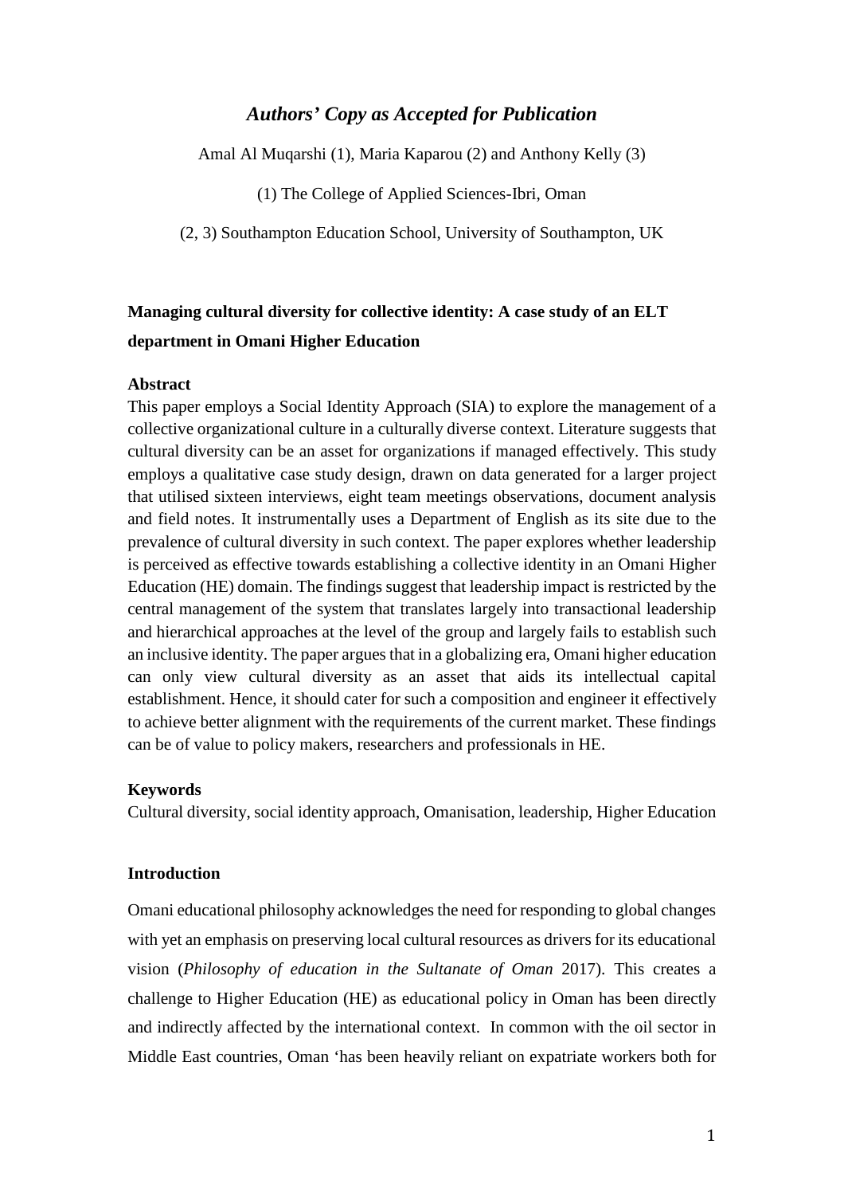*Authors' Copy as Accepted for Publication*

Amal Al Muqarshi (1), Maria Kaparou (2) and Anthony Kelly (3)

(1) The College of Applied Sciences-Ibri, Oman

(2, 3) Southampton Education School, University of Southampton, UK

# Managing cultural diversity for collective identity: A case study of an ELT department in Omani Higher Education

## Abstract

This paper employs a Social Identity Approach (SIA) to explore the management of a collective organizational culture in a culturally diverse context. Literature suggests that cultural diversity can be an asset for organizations if managed effectively. This study employs a qualitative case study design, drawn on data generated for a larger project that utilised sixteen interviews, eight team meetings observations, document analysis and field notes. It instrumentally uses a Department of English as its site due to the prevalence of cultural diversity in such context. The paper explores whether leadership is perceived as effective towards establishing a collective identity in an Omani Higher Education (HE) domain. The findings suggest that leadership impact is restricted by the central management of the system that translates largely into transactional leadership and hierarchical approaches at the level of the group and largely fails to establish such an inclusive identity. The paper argues that in a globalizing era, Omani higher education can only view cultural diversity as an asset that aids its intellectual capital establishment. Hence, it should cater for such a composition and engineer it effectively to achieve better alignment with the requirements of the current market. These findings can be of value to policy makers, researchers and professionals in HE.

## Keywords

Cultural diversity, social identity approach, Omanisation, leadership, Higher Education

## Introduction

Omani educational philosophy acknowledges the need for responding to global changes with yet an emphasis on preserving local cultural resources as drivers for its educational vision (*Philosophy of education in the Sultanate of Oman* 2017). This creates a challenge to Higher Education (HE) as educational policy in Oman has been directly and indirectly affected by the international context. In common with the oil sector in Middle East countries, Oman 'has been heavily reliant on expatriate workers both for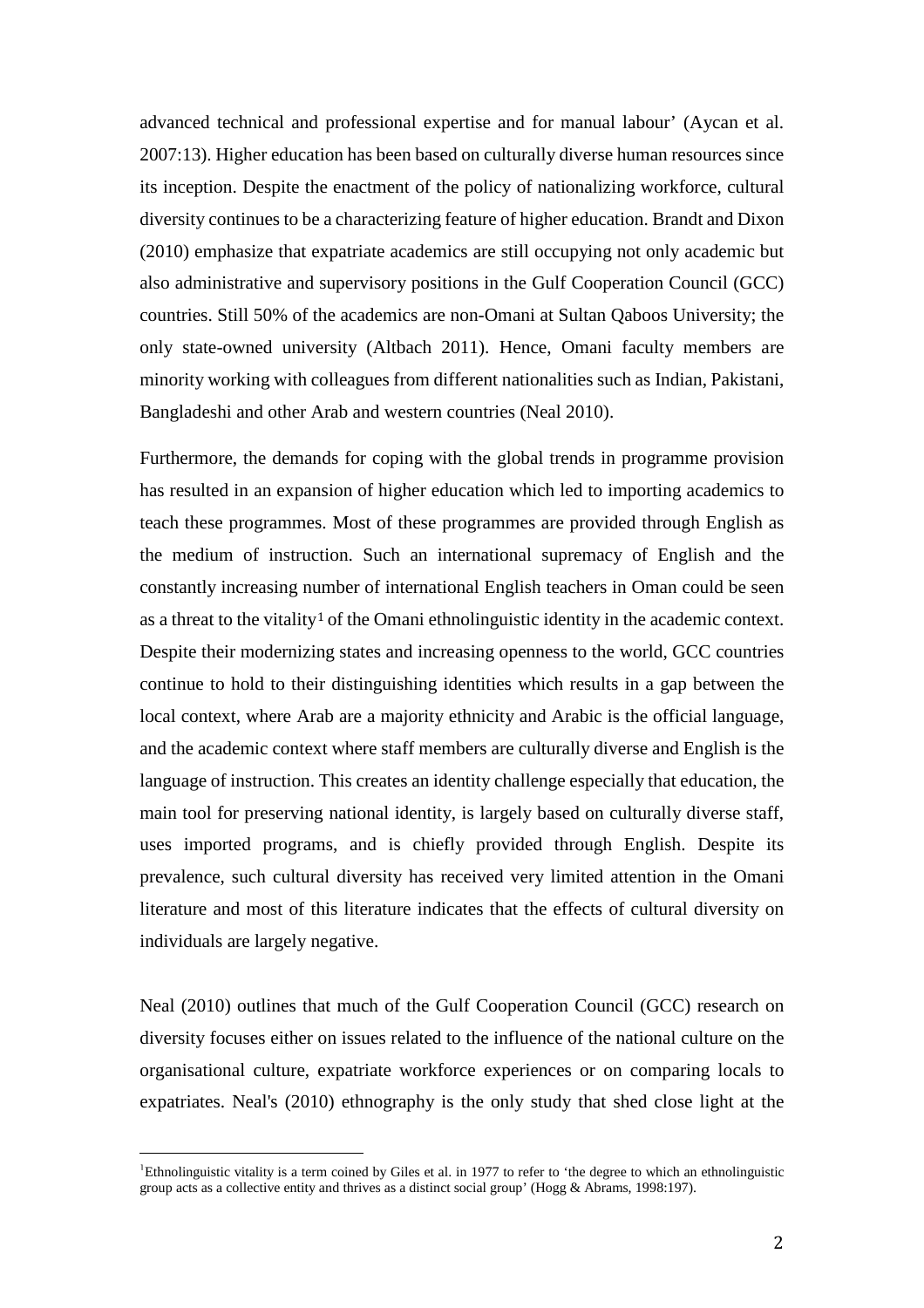advanced technical and professional expertise and for manual labour' (Aycan et al. 2007:13). Higher education has been based on culturally diverse human resources since its inception. Despite the enactment of the policy of nationalizing workforce, cultural diversity continues to be a characterizing feature of higher education. Brandt and Dixon (2010) emphasize that expatriate academics are still occupying not only academic but also administrative and supervisory positions in the Gulf Cooperation Council (GCC) countries. Still 50% of the academics are non-Omani at Sultan Qaboos University; the only state-owned university (Altbach 2011). Hence, Omani faculty members are minority working with colleagues from different nationalities such as Indian, Pakistani, Bangladeshi and other Arab and western countries (Neal 2010).

Furthermore, the demands for coping with the global trends in programme provision has resulted in an expansion of higher education which led to importing academics to teach these programmes. Most of these programmes are provided through English as the medium of instruction. Such an international supremacy of English and the constantly increasing number of international English teachers in Oman could be seen as a threat to the vitality[1] of the Omani ethnolinguistic identity in the academic context. Despite their modernizing states and increasing openness to the world, GCC countries continue to hold to their distinguishing identities which results in a gap between the local context, where Arab are a majority ethnicity and Arabic is the official language, and the academic context where staff members are culturally diverse and English is the language of instruction. This creates an identity challenge especially that education, the main tool for preserving national identity, is largely based on culturally diverse staff, uses imported programs, and is chiefly provided through English. Despite its prevalence, such cultural diversity has received very limited attention in the Omani literature and most of this literature indicates that the effects of cultural diversity on individuals are largely negative.

Neal (2010) outlines that much of the Gulf Cooperation Council (GCC) research on diversity focuses either on issues related to the influence of the national culture on the organisational culture, expatriate workforce experiences or on comparing locals to expatriates. Neal's (2010) ethnography is the only study that shed close light at the

---

[1]Ethnolinguistic vitality is a term coined by Giles et al. in 1977 to refer to 'the degree to which an ethnolinguistic group acts as a collective entity and thrives as a distinct social group' (Hogg & Abrams, 1998:197).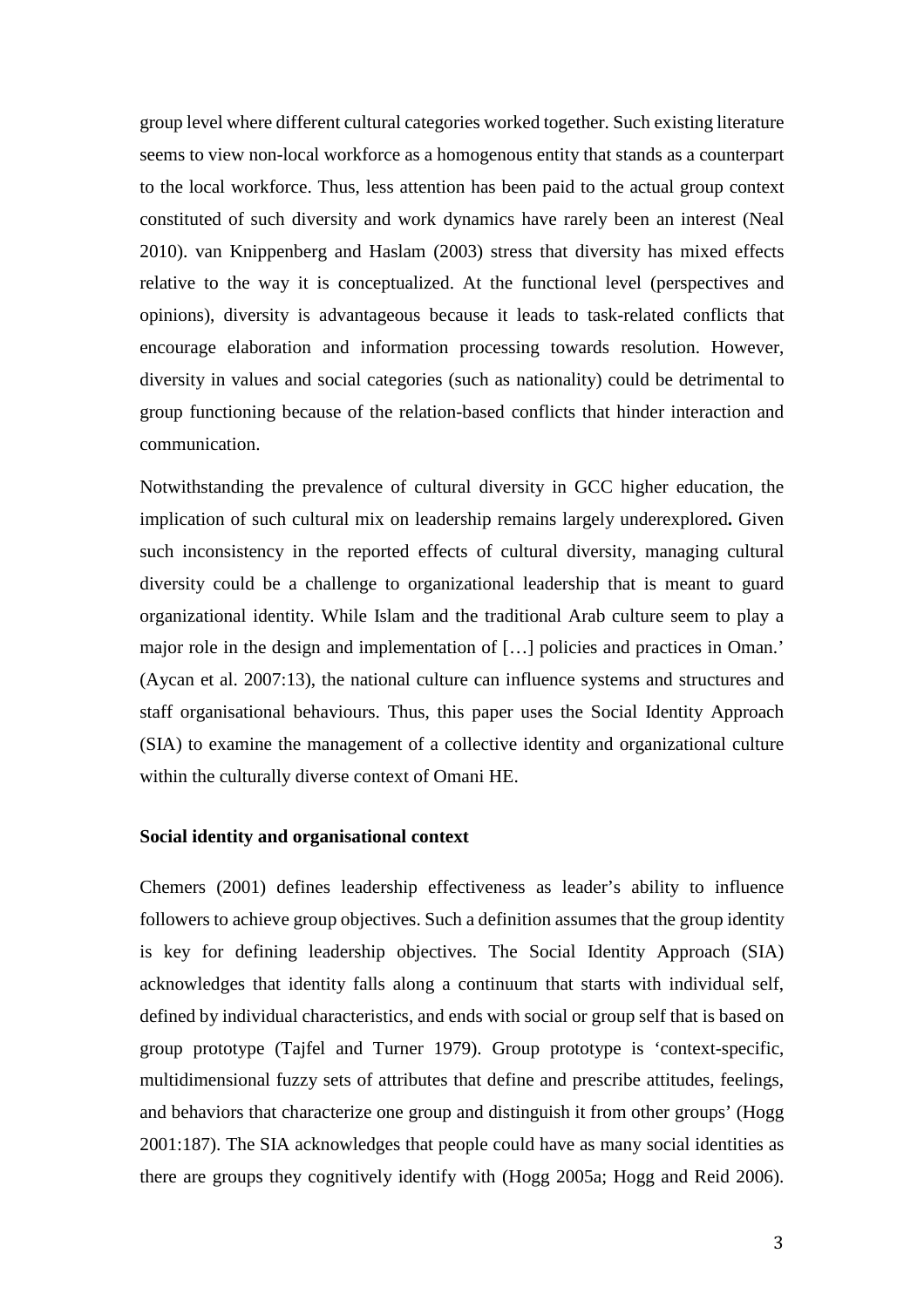group level where different cultural categories worked together. Such existing literature seems to view non-local workforce as a homogenous entity that stands as a counterpart to the local workforce. Thus, less attention has been paid to the actual group context constituted of such diversity and work dynamics have rarely been an interest (Neal 2010). van Knippenberg and Haslam (2003) stress that diversity has mixed effects relative to the way it is conceptualized. At the functional level (perspectives and opinions), diversity is advantageous because it leads to task-related conflicts that encourage elaboration and information processing towards resolution. However, diversity in values and social categories (such as nationality) could be detrimental to group functioning because of the relation-based conflicts that hinder interaction and communication.

Notwithstanding the prevalence of cultural diversity in GCC higher education, the implication of such cultural mix on leadership remains largely underexplored**.** Given such inconsistency in the reported effects of cultural diversity, managing cultural diversity could be a challenge to organizational leadership that is meant to guard organizational identity. While Islam and the traditional Arab culture seem to play a major role in the design and implementation of […] policies and practices in Oman.' (Aycan et al. 2007:13), the national culture can influence systems and structures and staff organisational behaviours. Thus, this paper uses the Social Identity Approach (SIA) to examine the management of a collective identity and organizational culture within the culturally diverse context of Omani HE.

**Social identity and organisational context**

Chemers (2001) defines leadership effectiveness as leader's ability to influence followers to achieve group objectives. Such a definition assumes that the group identity is key for defining leadership objectives. The Social Identity Approach (SIA) acknowledges that identity falls along a continuum that starts with individual self, defined by individual characteristics, and ends with social or group self that is based on group prototype (Tajfel and Turner 1979). Group prototype is 'context-specific, multidimensional fuzzy sets of attributes that define and prescribe attitudes, feelings, and behaviors that characterize one group and distinguish it from other groups' (Hogg 2001:187). The SIA acknowledges that people could have as many social identities as there are groups they cognitively identify with (Hogg 2005a; Hogg and Reid 2006).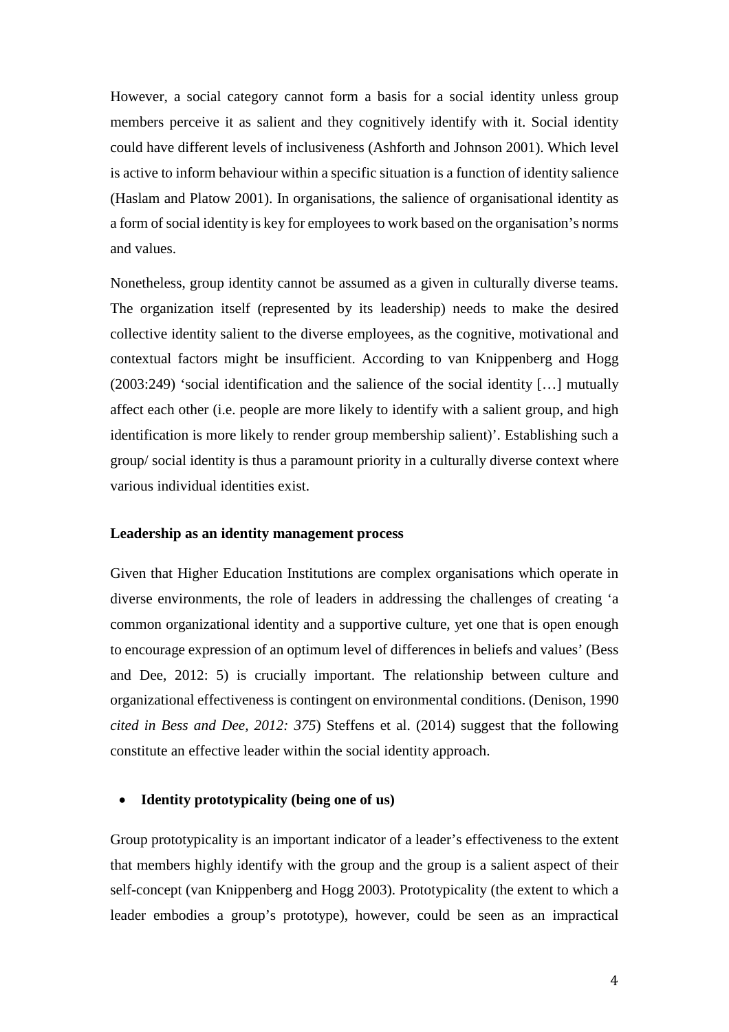However, a social category cannot form a basis for a social identity unless group members perceive it as salient and they cognitively identify with it. Social identity could have different levels of inclusiveness (Ashforth and Johnson 2001). Which level is active to inform behaviour within a specific situation is a function of identity salience (Haslam and Platow 2001). In organisations, the salience of organisational identity as a form of social identity is key for employees to work based on the organisation's norms and values.

Nonetheless, group identity cannot be assumed as a given in culturally diverse teams. The organization itself (represented by its leadership) needs to make the desired collective identity salient to the diverse employees, as the cognitive, motivational and contextual factors might be insufficient. According to van Knippenberg and Hogg (2003:249) 'social identification and the salience of the social identity […] mutually affect each other (i.e. people are more likely to identify with a salient group, and high identification is more likely to render group membership salient)'. Establishing such a group/ social identity is thus a paramount priority in a culturally diverse context where various individual identities exist.

**Leadership as an identity management process**

Given that Higher Education Institutions are complex organisations which operate in diverse environments, the role of leaders in addressing the challenges of creating 'a common organizational identity and a supportive culture, yet one that is open enough to encourage expression of an optimum level of differences in beliefs and values' (Bess and Dee, 2012: 5) is crucially important. The relationship between culture and organizational effectiveness is contingent on environmental conditions. (Denison, 1990 *cited in Bess and Dee, 2012: 375*) Steffens et al. (2014) suggest that the following constitute an effective leader within the social identity approach.

- **Identity prototypicality (being one of us)**

Group prototypicality is an important indicator of a leader's effectiveness to the extent that members highly identify with the group and the group is a salient aspect of their self-concept (van Knippenberg and Hogg 2003). Prototypicality (the extent to which a leader embodies a group's prototype), however, could be seen as an impractical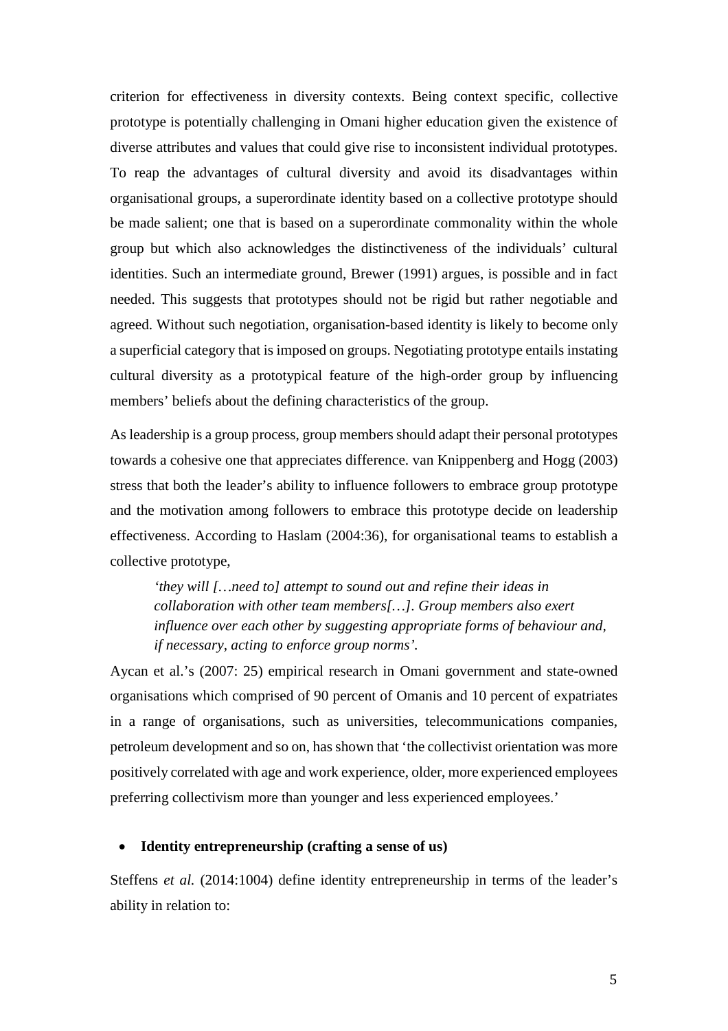criterion for effectiveness in diversity contexts. Being context specific, collective prototype is potentially challenging in Omani higher education given the existence of diverse attributes and values that could give rise to inconsistent individual prototypes. To reap the advantages of cultural diversity and avoid its disadvantages within organisational groups, a superordinate identity based on a collective prototype should be made salient; one that is based on a superordinate commonality within the whole group but which also acknowledges the distinctiveness of the individuals' cultural identities. Such an intermediate ground, Brewer (1991) argues, is possible and in fact needed. This suggests that prototypes should not be rigid but rather negotiable and agreed. Without such negotiation, organisation-based identity is likely to become only a superficial category that is imposed on groups. Negotiating prototype entails instating cultural diversity as a prototypical feature of the high-order group by influencing members' beliefs about the defining characteristics of the group.

As leadership is a group process, group members should adapt their personal prototypes towards a cohesive one that appreciates difference. van Knippenberg and Hogg (2003) stress that both the leader's ability to influence followers to embrace group prototype and the motivation among followers to embrace this prototype decide on leadership effectiveness. According to Haslam (2004:36), for organisational teams to establish a collective prototype,

> *'they will […need to] attempt to sound out and refine their ideas in collaboration with other team members[…]. Group members also exert influence over each other by suggesting appropriate forms of behaviour and, if necessary, acting to enforce group norms'.*

Aycan et al.'s (2007: 25) empirical research in Omani government and state-owned organisations which comprised of 90 percent of Omanis and 10 percent of expatriates in a range of organisations, such as universities, telecommunications companies, petroleum development and so on, has shown that 'the collectivist orientation was more positively correlated with age and work experience, older, more experienced employees preferring collectivism more than younger and less experienced employees.'

- **Identity entrepreneurship (crafting a sense of us)**

Steffens *et al.* (2014:1004) define identity entrepreneurship in terms of the leader's ability in relation to: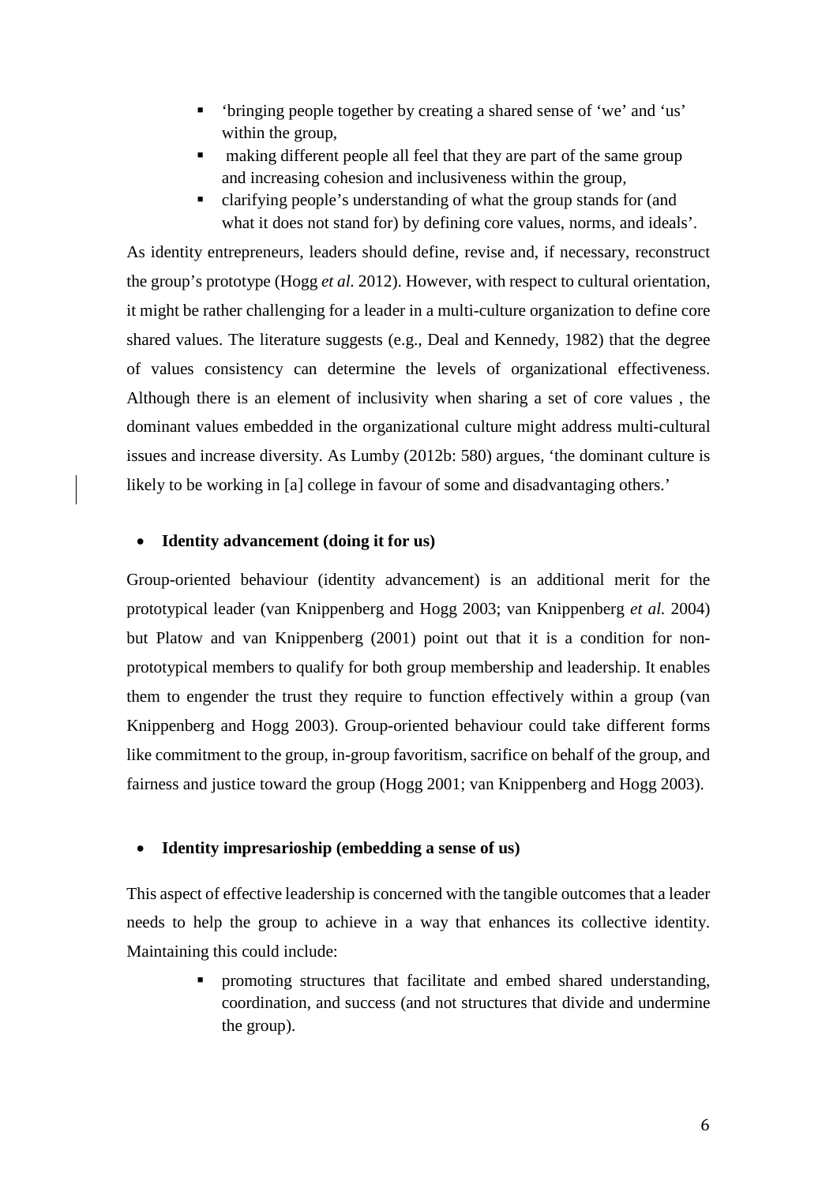- 'bringing people together by creating a shared sense of 'we' and 'us' within the group,
- making different people all feel that they are part of the same group and increasing cohesion and inclusiveness within the group,
- clarifying people's understanding of what the group stands for (and what it does not stand for) by defining core values, norms, and ideals'.

As identity entrepreneurs, leaders should define, revise and, if necessary, reconstruct the group's prototype (Hogg *et al.* 2012). However, with respect to cultural orientation, it might be rather challenging for a leader in a multi-culture organization to define core shared values. The literature suggests (e.g., Deal and Kennedy, 1982) that the degree of values consistency can determine the levels of organizational effectiveness. Although there is an element of inclusivity when sharing a set of core values , the dominant values embedded in the organizational culture might address multi-cultural issues and increase diversity. As Lumby (2012b: 580) argues, 'the dominant culture is likely to be working in [a] college in favour of some and disadvantaging others.'

- **Identity advancement (doing it for us)**

Group-oriented behaviour (identity advancement) is an additional merit for the prototypical leader (van Knippenberg and Hogg 2003; van Knippenberg *et al.* 2004) but Platow and van Knippenberg (2001) point out that it is a condition for non-prototypical members to qualify for both group membership and leadership. It enables them to engender the trust they require to function effectively within a group (van Knippenberg and Hogg 2003). Group-oriented behaviour could take different forms like commitment to the group, in-group favoritism, sacrifice on behalf of the group, and fairness and justice toward the group (Hogg 2001; van Knippenberg and Hogg 2003).

- **Identity impresarioship (embedding a sense of us)**

This aspect of effective leadership is concerned with the tangible outcomes that a leader needs to help the group to achieve in a way that enhances its collective identity. Maintaining this could include:

- promoting structures that facilitate and embed shared understanding, coordination, and success (and not structures that divide and undermine the group).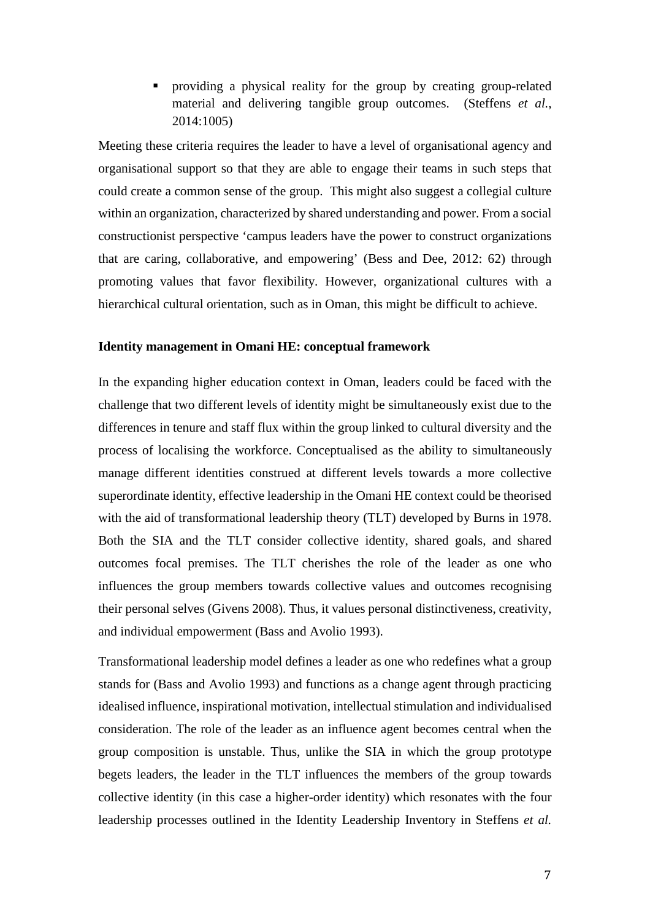- providing a physical reality for the group by creating group-related material and delivering tangible group outcomes. (Steffens *et al.*, 2014:1005)

Meeting these criteria requires the leader to have a level of organisational agency and organisational support so that they are able to engage their teams in such steps that could create a common sense of the group. This might also suggest a collegial culture within an organization, characterized by shared understanding and power. From a social constructionist perspective 'campus leaders have the power to construct organizations that are caring, collaborative, and empowering' (Bess and Dee, 2012: 62) through promoting values that favor flexibility. However, organizational cultures with a hierarchical cultural orientation, such as in Oman, this might be difficult to achieve.

**Identity management in Omani HE: conceptual framework**

In the expanding higher education context in Oman, leaders could be faced with the challenge that two different levels of identity might be simultaneously exist due to the differences in tenure and staff flux within the group linked to cultural diversity and the process of localising the workforce. Conceptualised as the ability to simultaneously manage different identities construed at different levels towards a more collective superordinate identity, effective leadership in the Omani HE context could be theorised with the aid of transformational leadership theory (TLT) developed by Burns in 1978. Both the SIA and the TLT consider collective identity, shared goals, and shared outcomes focal premises. The TLT cherishes the role of the leader as one who influences the group members towards collective values and outcomes recognising their personal selves (Givens 2008). Thus, it values personal distinctiveness, creativity, and individual empowerment (Bass and Avolio 1993).

Transformational leadership model defines a leader as one who redefines what a group stands for (Bass and Avolio 1993) and functions as a change agent through practicing idealised influence, inspirational motivation, intellectual stimulation and individualised consideration. The role of the leader as an influence agent becomes central when the group composition is unstable. Thus, unlike the SIA in which the group prototype begets leaders, the leader in the TLT influences the members of the group towards collective identity (in this case a higher-order identity) which resonates with the four leadership processes outlined in the Identity Leadership Inventory in Steffens *et al.*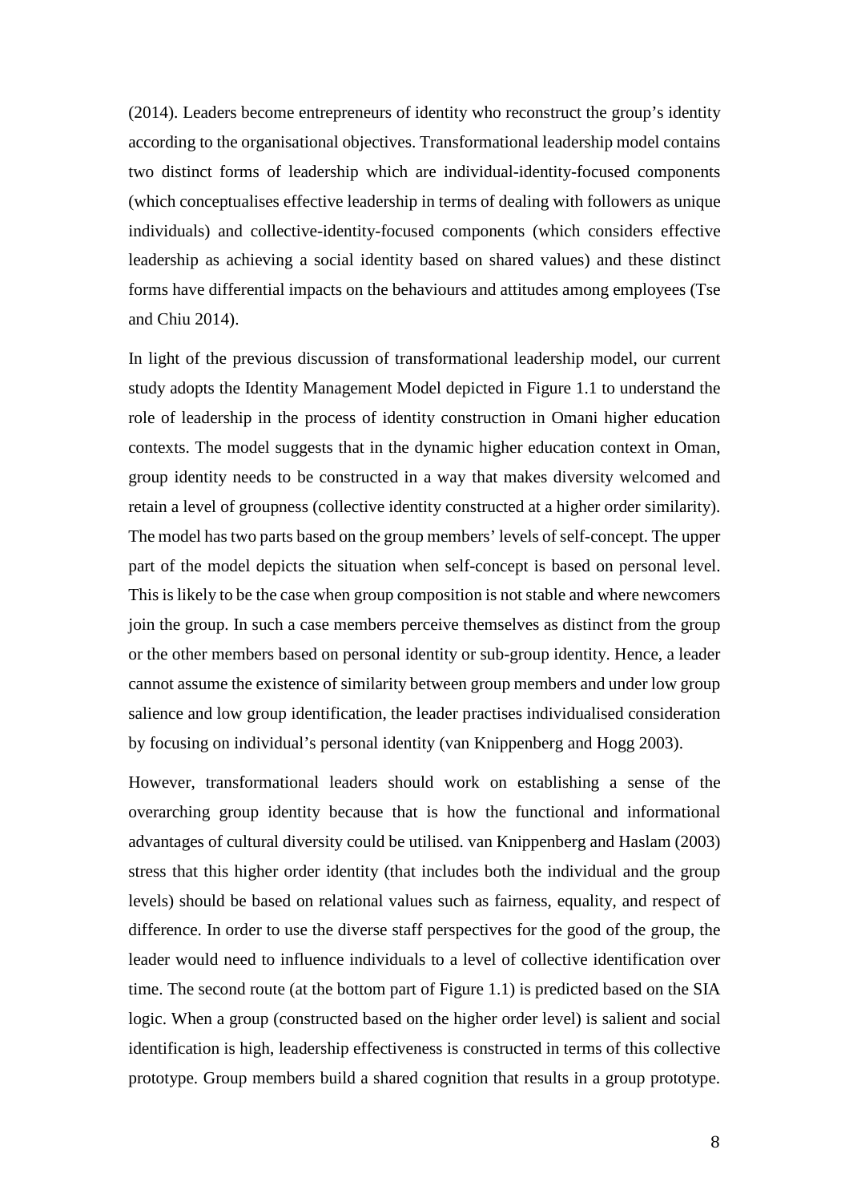(2014). Leaders become entrepreneurs of identity who reconstruct the group's identity according to the organisational objectives. Transformational leadership model contains two distinct forms of leadership which are individual-identity-focused components (which conceptualises effective leadership in terms of dealing with followers as unique individuals) and collective-identity-focused components (which considers effective leadership as achieving a social identity based on shared values) and these distinct forms have differential impacts on the behaviours and attitudes among employees (Tse and Chiu 2014).

In light of the previous discussion of transformational leadership model, our current study adopts the Identity Management Model depicted in Figure 1.1 to understand the role of leadership in the process of identity construction in Omani higher education contexts. The model suggests that in the dynamic higher education context in Oman, group identity needs to be constructed in a way that makes diversity welcomed and retain a level of groupness (collective identity constructed at a higher order similarity). The model has two parts based on the group members' levels of self-concept. The upper part of the model depicts the situation when self-concept is based on personal level. This is likely to be the case when group composition is not stable and where newcomers join the group. In such a case members perceive themselves as distinct from the group or the other members based on personal identity or sub-group identity. Hence, a leader cannot assume the existence of similarity between group members and under low group salience and low group identification, the leader practises individualised consideration by focusing on individual's personal identity (van Knippenberg and Hogg 2003).

However, transformational leaders should work on establishing a sense of the overarching group identity because that is how the functional and informational advantages of cultural diversity could be utilised. van Knippenberg and Haslam (2003) stress that this higher order identity (that includes both the individual and the group levels) should be based on relational values such as fairness, equality, and respect of difference. In order to use the diverse staff perspectives for the good of the group, the leader would need to influence individuals to a level of collective identification over time. The second route (at the bottom part of Figure 1.1) is predicted based on the SIA logic. When a group (constructed based on the higher order level) is salient and social identification is high, leadership effectiveness is constructed in terms of this collective prototype. Group members build a shared cognition that results in a group prototype.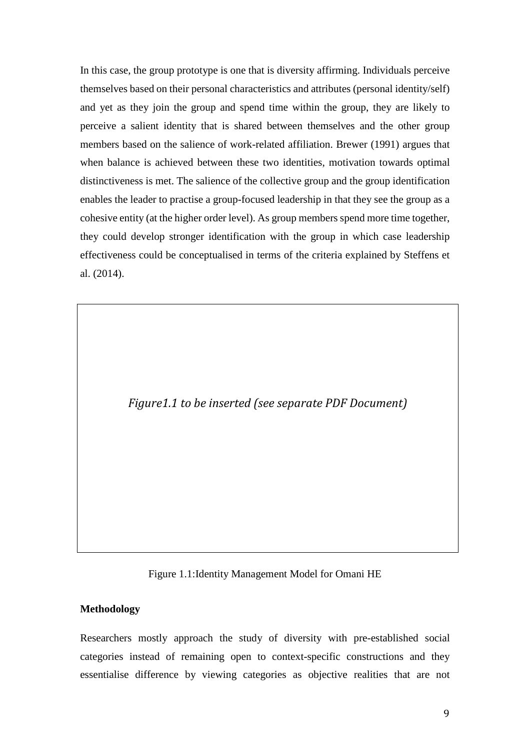In this case, the group prototype is one that is diversity affirming. Individuals perceive themselves based on their personal characteristics and attributes (personal identity/self) and yet as they join the group and spend time within the group, they are likely to perceive a salient identity that is shared between themselves and the other group members based on the salience of work-related affiliation. Brewer (1991) argues that when balance is achieved between these two identities, motivation towards optimal distinctiveness is met. The salience of the collective group and the group identification enables the leader to practise a group-focused leadership in that they see the group as a cohesive entity (at the higher order level). As group members spend more time together, they could develop stronger identification with the group in which case leadership effectiveness could be conceptualised in terms of the criteria explained by Steffens et al. (2014).

*Figure1.1 to be inserted (see separate PDF Document)*

Figure 1.1:Identity Management Model for Omani HE

**Methodology**

Researchers mostly approach the study of diversity with pre-established social categories instead of remaining open to context-specific constructions and they essentialise difference by viewing categories as objective realities that are not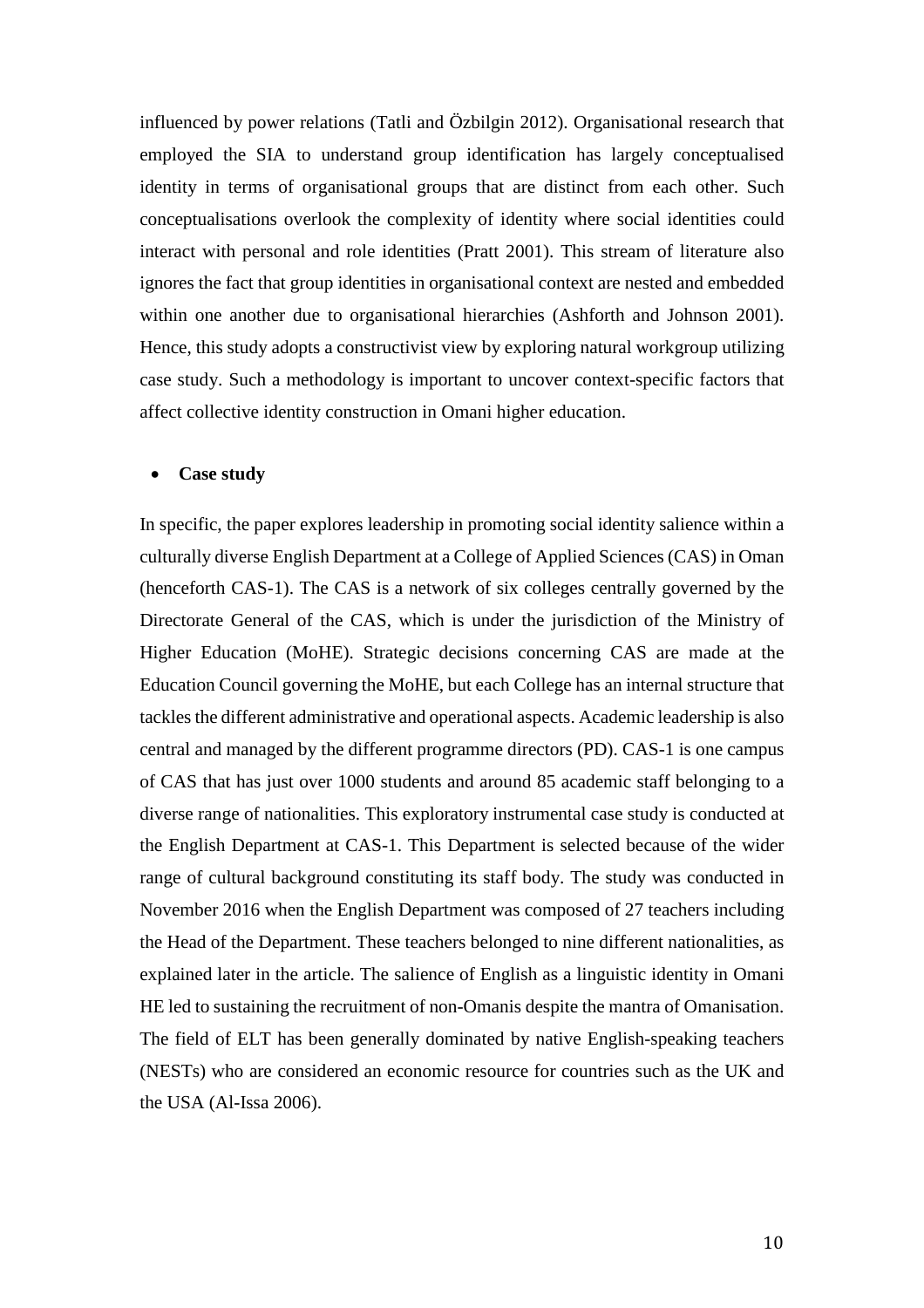influenced by power relations (Tatli and Özbilgin 2012). Organisational research that employed the SIA to understand group identification has largely conceptualised identity in terms of organisational groups that are distinct from each other. Such conceptualisations overlook the complexity of identity where social identities could interact with personal and role identities (Pratt 2001). This stream of literature also ignores the fact that group identities in organisational context are nested and embedded within one another due to organisational hierarchies (Ashforth and Johnson 2001). Hence, this study adopts a constructivist view by exploring natural workgroup utilizing case study. Such a methodology is important to uncover context-specific factors that affect collective identity construction in Omani higher education.

- **Case study**

In specific, the paper explores leadership in promoting social identity salience within a culturally diverse English Department at a College of Applied Sciences (CAS) in Oman (henceforth CAS-1). The CAS is a network of six colleges centrally governed by the Directorate General of the CAS, which is under the jurisdiction of the Ministry of Higher Education (MoHE). Strategic decisions concerning CAS are made at the Education Council governing the MoHE, but each College has an internal structure that tackles the different administrative and operational aspects. Academic leadership is also central and managed by the different programme directors (PD). CAS-1 is one campus of CAS that has just over 1000 students and around 85 academic staff belonging to a diverse range of nationalities. This exploratory instrumental case study is conducted at the English Department at CAS-1. This Department is selected because of the wider range of cultural background constituting its staff body. The study was conducted in November 2016 when the English Department was composed of 27 teachers including the Head of the Department. These teachers belonged to nine different nationalities, as explained later in the article. The salience of English as a linguistic identity in Omani HE led to sustaining the recruitment of non-Omanis despite the mantra of Omanisation. The field of ELT has been generally dominated by native English-speaking teachers (NESTs) who are considered an economic resource for countries such as the UK and the USA (Al-Issa 2006).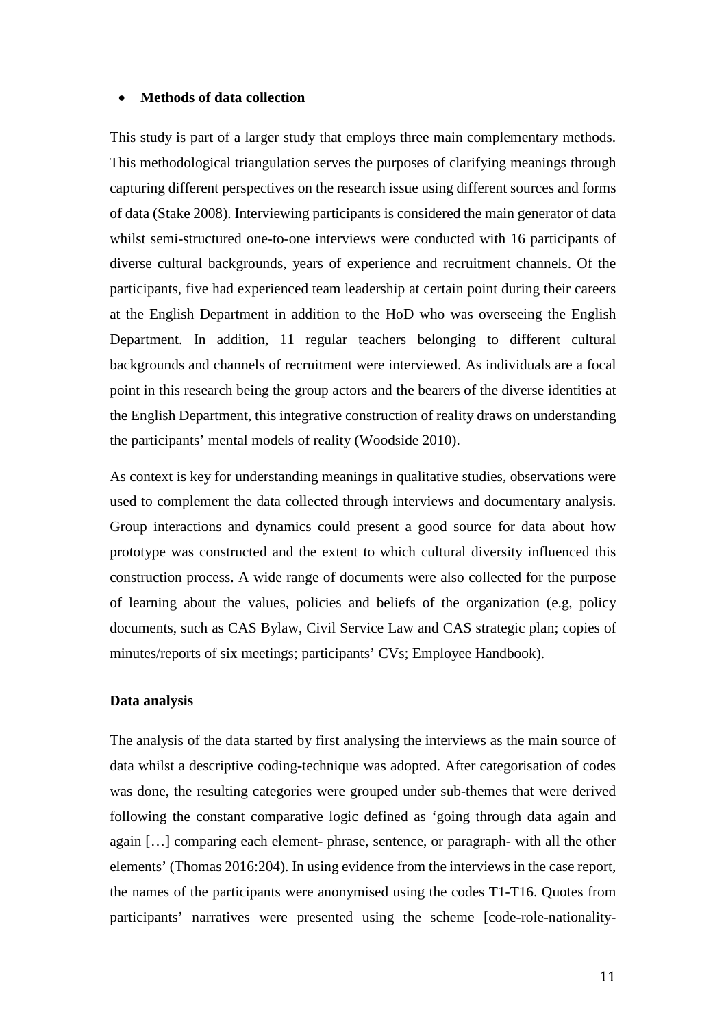- **Methods of data collection**

This study is part of a larger study that employs three main complementary methods. This methodological triangulation serves the purposes of clarifying meanings through capturing different perspectives on the research issue using different sources and forms of data (Stake 2008). Interviewing participants is considered the main generator of data whilst semi-structured one-to-one interviews were conducted with 16 participants of diverse cultural backgrounds, years of experience and recruitment channels. Of the participants, five had experienced team leadership at certain point during their careers at the English Department in addition to the HoD who was overseeing the English Department. In addition, 11 regular teachers belonging to different cultural backgrounds and channels of recruitment were interviewed. As individuals are a focal point in this research being the group actors and the bearers of the diverse identities at the English Department, this integrative construction of reality draws on understanding the participants' mental models of reality (Woodside 2010).

As context is key for understanding meanings in qualitative studies, observations were used to complement the data collected through interviews and documentary analysis. Group interactions and dynamics could present a good source for data about how prototype was constructed and the extent to which cultural diversity influenced this construction process. A wide range of documents were also collected for the purpose of learning about the values, policies and beliefs of the organization (e.g, policy documents, such as CAS Bylaw, Civil Service Law and CAS strategic plan; copies of minutes/reports of six meetings; participants' CVs; Employee Handbook).

**Data analysis**

The analysis of the data started by first analysing the interviews as the main source of data whilst a descriptive coding-technique was adopted. After categorisation of codes was done, the resulting categories were grouped under sub-themes that were derived following the constant comparative logic defined as 'going through data again and again […] comparing each element- phrase, sentence, or paragraph- with all the other elements' (Thomas 2016:204). In using evidence from the interviews in the case report, the names of the participants were anonymised using the codes T1-T16. Quotes from participants' narratives were presented using the scheme [code-role-nationality-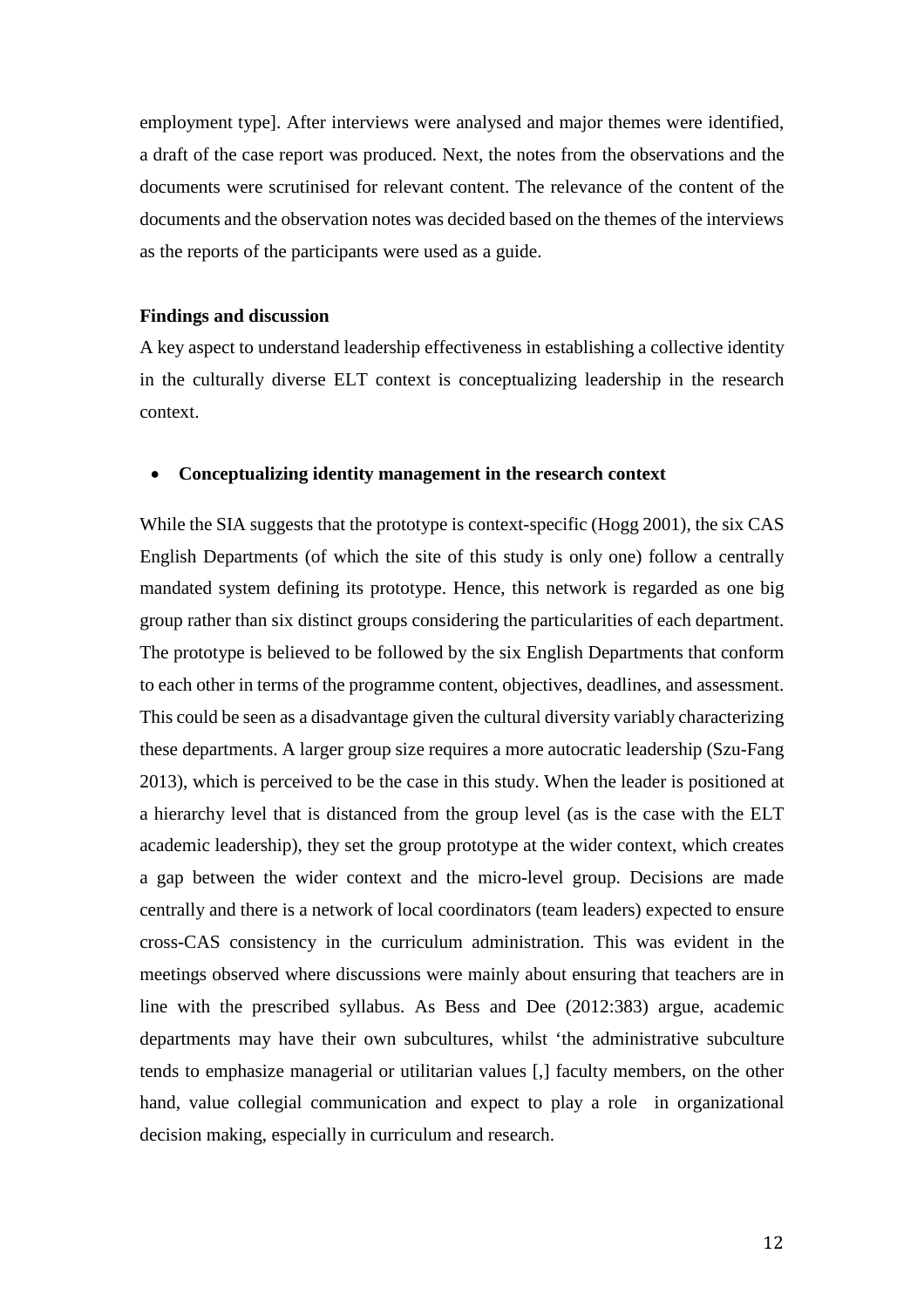employment type]. After interviews were analysed and major themes were identified, a draft of the case report was produced. Next, the notes from the observations and the documents were scrutinised for relevant content. The relevance of the content of the documents and the observation notes was decided based on the themes of the interviews as the reports of the participants were used as a guide.

**Findings and discussion**

A key aspect to understand leadership effectiveness in establishing a collective identity in the culturally diverse ELT context is conceptualizing leadership in the research context.

- **Conceptualizing identity management in the research context**

While the SIA suggests that the prototype is context-specific (Hogg 2001), the six CAS English Departments (of which the site of this study is only one) follow a centrally mandated system defining its prototype. Hence, this network is regarded as one big group rather than six distinct groups considering the particularities of each department. The prototype is believed to be followed by the six English Departments that conform to each other in terms of the programme content, objectives, deadlines, and assessment. This could be seen as a disadvantage given the cultural diversity variably characterizing these departments. A larger group size requires a more autocratic leadership (Szu-Fang 2013), which is perceived to be the case in this study. When the leader is positioned at a hierarchy level that is distanced from the group level (as is the case with the ELT academic leadership), they set the group prototype at the wider context, which creates a gap between the wider context and the micro-level group. Decisions are made centrally and there is a network of local coordinators (team leaders) expected to ensure cross-CAS consistency in the curriculum administration. This was evident in the meetings observed where discussions were mainly about ensuring that teachers are in line with the prescribed syllabus. As Bess and Dee (2012:383) argue, academic departments may have their own subcultures, whilst 'the administrative subculture tends to emphasize managerial or utilitarian values [,] faculty members, on the other hand, value collegial communication and expect to play a role in organizational decision making, especially in curriculum and research.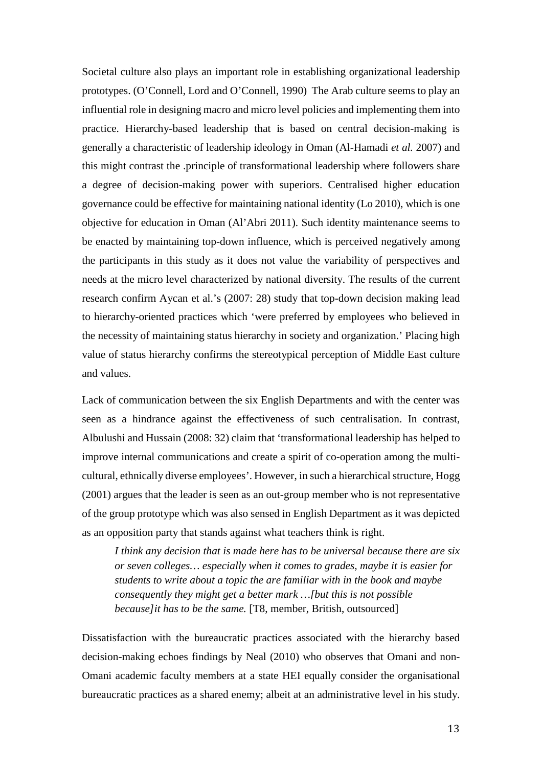Societal culture also plays an important role in establishing organizational leadership prototypes. (O'Connell, Lord and O'Connell, 1990) The Arab culture seems to play an influential role in designing macro and micro level policies and implementing them into practice. Hierarchy-based leadership that is based on central decision-making is generally a characteristic of leadership ideology in Oman (Al-Hamadi *et al.* 2007) and this might contrast the .principle of transformational leadership where followers share a degree of decision-making power with superiors. Centralised higher education governance could be effective for maintaining national identity (Lo 2010), which is one objective for education in Oman (Al'Abri 2011). Such identity maintenance seems to be enacted by maintaining top-down influence, which is perceived negatively among the participants in this study as it does not value the variability of perspectives and needs at the micro level characterized by national diversity. The results of the current research confirm Aycan et al.'s (2007: 28) study that top-down decision making lead to hierarchy-oriented practices which 'were preferred by employees who believed in the necessity of maintaining status hierarchy in society and organization.' Placing high value of status hierarchy confirms the stereotypical perception of Middle East culture and values.

Lack of communication between the six English Departments and with the center was seen as a hindrance against the effectiveness of such centralisation. In contrast, Albulushi and Hussain (2008: 32) claim that 'transformational leadership has helped to improve internal communications and create a spirit of co-operation among the multi-cultural, ethnically diverse employees'. However, in such a hierarchical structure, Hogg (2001) argues that the leader is seen as an out-group member who is not representative of the group prototype which was also sensed in English Department as it was depicted as an opposition party that stands against what teachers think is right.

> *I think any decision that is made here has to be universal because there are six or seven colleges… especially when it comes to grades, maybe it is easier for students to write about a topic the are familiar with in the book and maybe consequently they might get a better mark …[but this is not possible because]it has to be the same.* [T8, member, British, outsourced]

Dissatisfaction with the bureaucratic practices associated with the hierarchy based decision-making echoes findings by Neal (2010) who observes that Omani and non-Omani academic faculty members at a state HEI equally consider the organisational bureaucratic practices as a shared enemy; albeit at an administrative level in his study.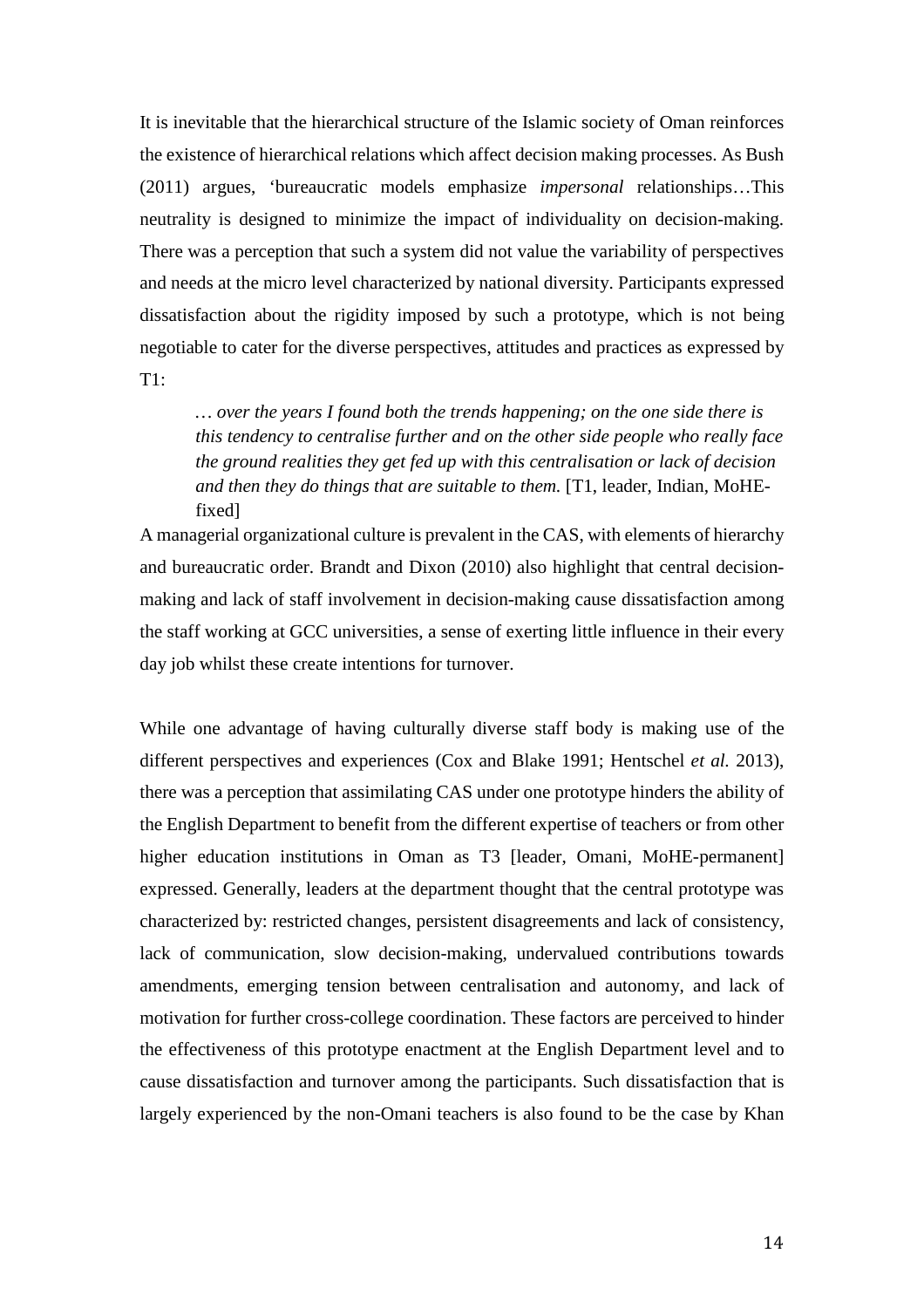It is inevitable that the hierarchical structure of the Islamic society of Oman reinforces the existence of hierarchical relations which affect decision making processes. As Bush (2011) argues, 'bureaucratic models emphasize *impersonal* relationships…This neutrality is designed to minimize the impact of individuality on decision-making. There was a perception that such a system did not value the variability of perspectives and needs at the micro level characterized by national diversity. Participants expressed dissatisfaction about the rigidity imposed by such a prototype, which is not being negotiable to cater for the diverse perspectives, attitudes and practices as expressed by T1:

> *… over the years I found both the trends happening; on the one side there is this tendency to centralise further and on the other side people who really face the ground realities they get fed up with this centralisation or lack of decision and then they do things that are suitable to them.* [T1, leader, Indian, MoHE-fixed]

A managerial organizational culture is prevalent in the CAS, with elements of hierarchy and bureaucratic order. Brandt and Dixon (2010) also highlight that central decision-making and lack of staff involvement in decision-making cause dissatisfaction among the staff working at GCC universities, a sense of exerting little influence in their every day job whilst these create intentions for turnover.

While one advantage of having culturally diverse staff body is making use of the different perspectives and experiences (Cox and Blake 1991; Hentschel *et al.* 2013), there was a perception that assimilating CAS under one prototype hinders the ability of the English Department to benefit from the different expertise of teachers or from other higher education institutions in Oman as T3 [leader, Omani, MoHE-permanent] expressed. Generally, leaders at the department thought that the central prototype was characterized by: restricted changes, persistent disagreements and lack of consistency, lack of communication, slow decision-making, undervalued contributions towards amendments, emerging tension between centralisation and autonomy, and lack of motivation for further cross-college coordination. These factors are perceived to hinder the effectiveness of this prototype enactment at the English Department level and to cause dissatisfaction and turnover among the participants. Such dissatisfaction that is largely experienced by the non-Omani teachers is also found to be the case by Khan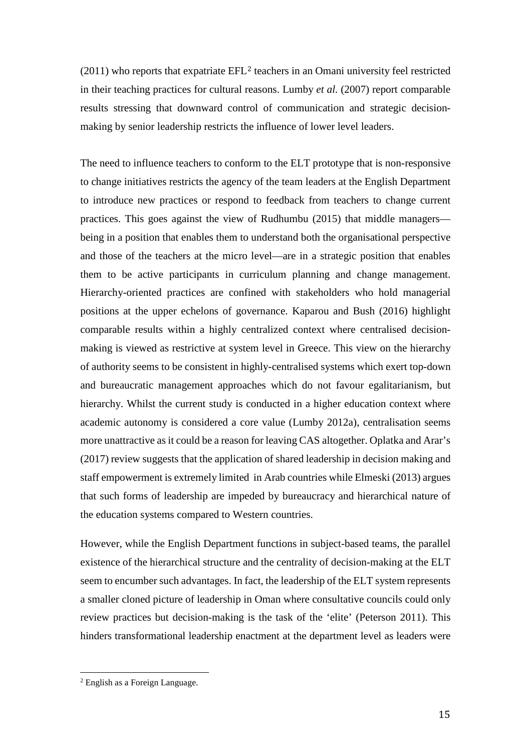(2011) who reports that expatriate EFL[2] teachers in an Omani university feel restricted in their teaching practices for cultural reasons. Lumby *et al.* (2007) report comparable results stressing that downward control of communication and strategic decision-making by senior leadership restricts the influence of lower level leaders.

The need to influence teachers to conform to the ELT prototype that is non-responsive to change initiatives restricts the agency of the team leaders at the English Department to introduce new practices or respond to feedback from teachers to change current practices. This goes against the view of Rudhumbu (2015) that middle managers—being in a position that enables them to understand both the organisational perspective and those of the teachers at the micro level—are in a strategic position that enables them to be active participants in curriculum planning and change management. Hierarchy-oriented practices are confined with stakeholders who hold managerial positions at the upper echelons of governance. Kaparou and Bush (2016) highlight comparable results within a highly centralized context where centralised decision-making is viewed as restrictive at system level in Greece. This view on the hierarchy of authority seems to be consistent in highly-centralised systems which exert top-down and bureaucratic management approaches which do not favour egalitarianism, but hierarchy. Whilst the current study is conducted in a higher education context where academic autonomy is considered a core value (Lumby 2012a), centralisation seems more unattractive as it could be a reason for leaving CAS altogether. Oplatka and Arar's (2017) review suggests that the application of shared leadership in decision making and staff empowerment is extremely limited in Arab countries while Elmeski (2013) argues that such forms of leadership are impeded by bureaucracy and hierarchical nature of the education systems compared to Western countries.

However, while the English Department functions in subject-based teams, the parallel existence of the hierarchical structure and the centrality of decision-making at the ELT seem to encumber such advantages. In fact, the leadership of the ELT system represents a smaller cloned picture of leadership in Oman where consultative councils could only review practices but decision-making is the task of the 'elite' (Peterson 2011). This hinders transformational leadership enactment at the department level as leaders were

[2] English as a Foreign Language.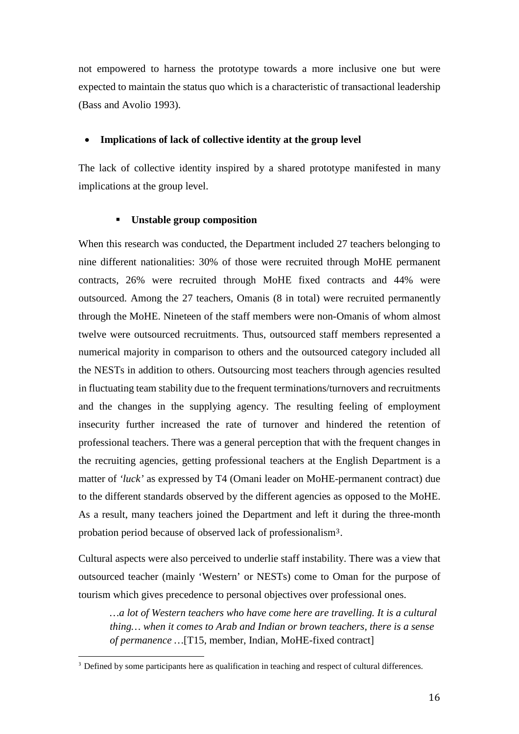not empowered to harness the prototype towards a more inclusive one but were expected to maintain the status quo which is a characteristic of transactional leadership (Bass and Avolio 1993).

- **Implications of lack of collective identity at the group level**

The lack of collective identity inspired by a shared prototype manifested in many implications at the group level.

  - **Unstable group composition**

When this research was conducted, the Department included 27 teachers belonging to nine different nationalities: 30% of those were recruited through MoHE permanent contracts, 26% were recruited through MoHE fixed contracts and 44% were outsourced. Among the 27 teachers, Omanis (8 in total) were recruited permanently through the MoHE. Nineteen of the staff members were non-Omanis of whom almost twelve were outsourced recruitments. Thus, outsourced staff members represented a numerical majority in comparison to others and the outsourced category included all the NESTs in addition to others. Outsourcing most teachers through agencies resulted in fluctuating team stability due to the frequent terminations/turnovers and recruitments and the changes in the supplying agency. The resulting feeling of employment insecurity further increased the rate of turnover and hindered the retention of professional teachers. There was a general perception that with the frequent changes in the recruiting agencies, getting professional teachers at the English Department is a matter of *'luck'* as expressed by T4 (Omani leader on MoHE-permanent contract) due to the different standards observed by the different agencies as opposed to the MoHE. As a result, many teachers joined the Department and left it during the three-month probation period because of observed lack of professionalism[3].

Cultural aspects were also perceived to underlie staff instability. There was a view that outsourced teacher (mainly 'Western' or NESTs) come to Oman for the purpose of tourism which gives precedence to personal objectives over professional ones.

> *…a lot of Western teachers who have come here are travelling. It is a cultural thing… when it comes to Arab and Indian or brown teachers, there is a sense of permanence* …[T15, member, Indian, MoHE-fixed contract]

[3] Defined by some participants here as qualification in teaching and respect of cultural differences.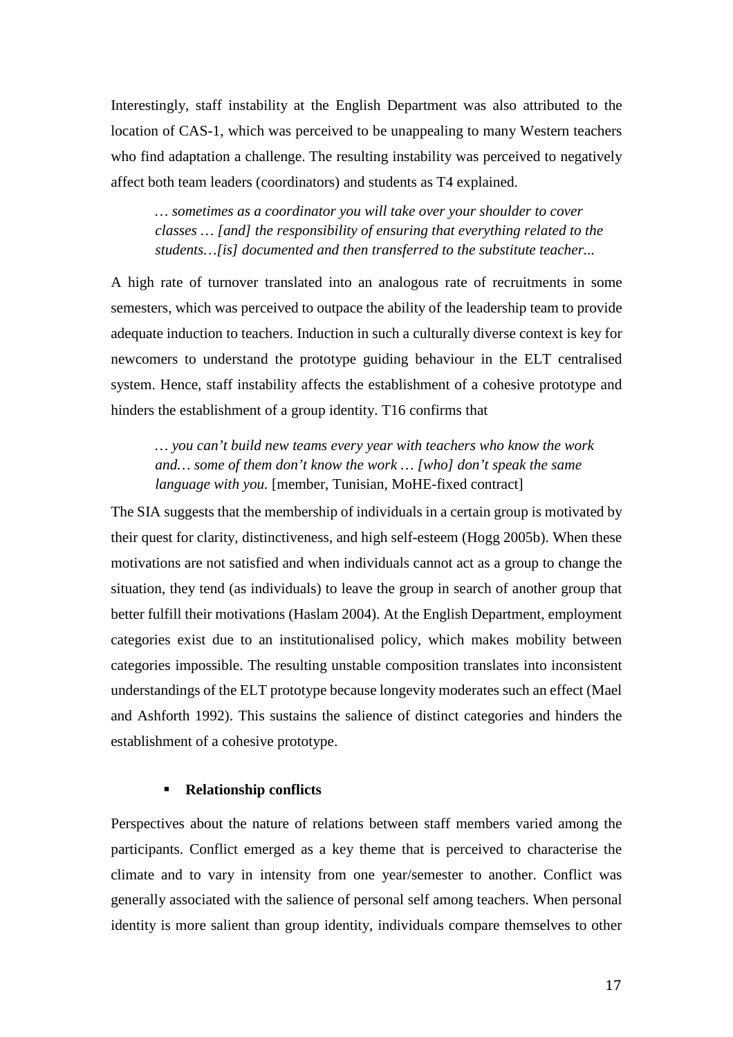Interestingly, staff instability at the English Department was also attributed to the location of CAS-1, which was perceived to be unappealing to many Western teachers who find adaptation a challenge. The resulting instability was perceived to negatively affect both team leaders (coordinators) and students as T4 explained.

> *… sometimes as a coordinator you will take over your shoulder to cover classes … [and] the responsibility of ensuring that everything related to the students…[is] documented and then transferred to the substitute teacher...*

A high rate of turnover translated into an analogous rate of recruitments in some semesters, which was perceived to outpace the ability of the leadership team to provide adequate induction to teachers. Induction in such a culturally diverse context is key for newcomers to understand the prototype guiding behaviour in the ELT centralised system. Hence, staff instability affects the establishment of a cohesive prototype and hinders the establishment of a group identity. T16 confirms that

> *… you can't build new teams every year with teachers who know the work and… some of them don't know the work … [who] don't speak the same language with you.* [member, Tunisian, MoHE-fixed contract]

The SIA suggests that the membership of individuals in a certain group is motivated by their quest for clarity, distinctiveness, and high self-esteem (Hogg 2005b). When these motivations are not satisfied and when individuals cannot act as a group to change the situation, they tend (as individuals) to leave the group in search of another group that better fulfill their motivations (Haslam 2004). At the English Department, employment categories exist due to an institutionalised policy, which makes mobility between categories impossible. The resulting unstable composition translates into inconsistent understandings of the ELT prototype because longevity moderates such an effect (Mael and Ashforth 1992). This sustains the salience of distinct categories and hinders the establishment of a cohesive prototype.

- **Relationship conflicts**

Perspectives about the nature of relations between staff members varied among the participants. Conflict emerged as a key theme that is perceived to characterise the climate and to vary in intensity from one year/semester to another. Conflict was generally associated with the salience of personal self among teachers. When personal identity is more salient than group identity, individuals compare themselves to other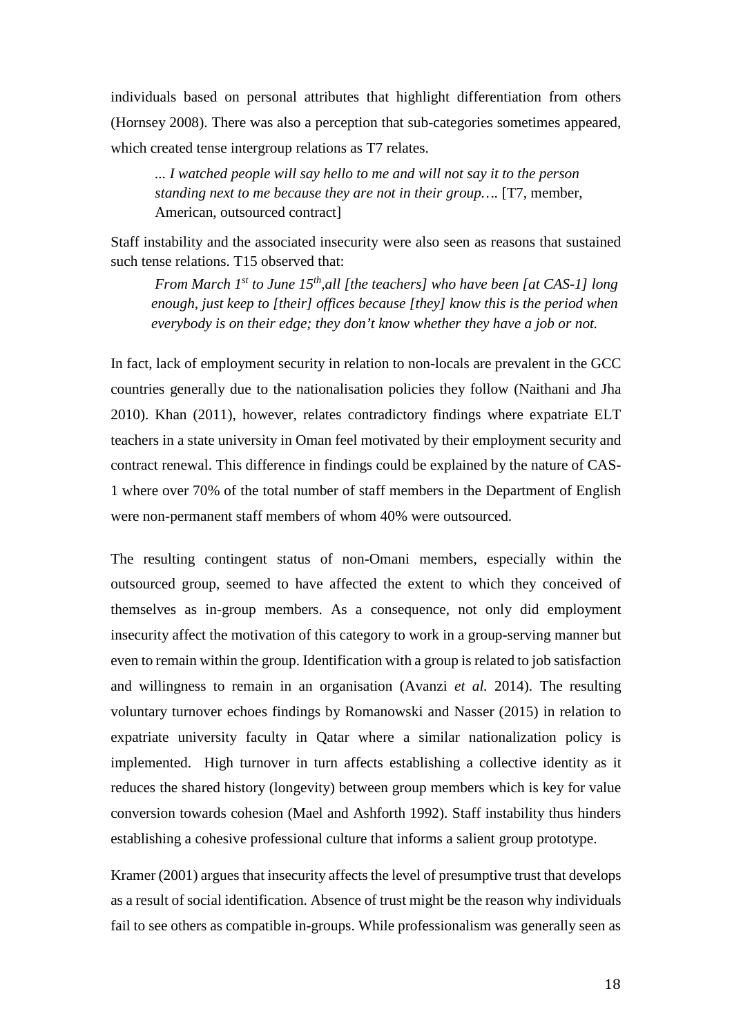individuals based on personal attributes that highlight differentiation from others (Hornsey 2008). There was also a perception that sub-categories sometimes appeared, which created tense intergroup relations as T7 relates.

> *... I watched people will say hello to me and will not say it to the person standing next to me because they are not in their group….* [T7, member, American, outsourced contract]

Staff instability and the associated insecurity were also seen as reasons that sustained such tense relations. T15 observed that:

> *From March 1st to June 15th,all [the teachers] who have been [at CAS-1] long enough, just keep to [their] offices because [they] know this is the period when everybody is on their edge; they don't know whether they have a job or not.*

In fact, lack of employment security in relation to non-locals are prevalent in the GCC countries generally due to the nationalisation policies they follow (Naithani and Jha 2010). Khan (2011), however, relates contradictory findings where expatriate ELT teachers in a state university in Oman feel motivated by their employment security and contract renewal. This difference in findings could be explained by the nature of CAS-1 where over 70% of the total number of staff members in the Department of English were non-permanent staff members of whom 40% were outsourced.

The resulting contingent status of non-Omani members, especially within the outsourced group, seemed to have affected the extent to which they conceived of themselves as in-group members. As a consequence, not only did employment insecurity affect the motivation of this category to work in a group-serving manner but even to remain within the group. Identification with a group is related to job satisfaction and willingness to remain in an organisation (Avanzi *et al.* 2014). The resulting voluntary turnover echoes findings by Romanowski and Nasser (2015) in relation to expatriate university faculty in Qatar where a similar nationalization policy is implemented. High turnover in turn affects establishing a collective identity as it reduces the shared history (longevity) between group members which is key for value conversion towards cohesion (Mael and Ashforth 1992). Staff instability thus hinders establishing a cohesive professional culture that informs a salient group prototype.

Kramer (2001) argues that insecurity affects the level of presumptive trust that develops as a result of social identification. Absence of trust might be the reason why individuals fail to see others as compatible in-groups. While professionalism was generally seen as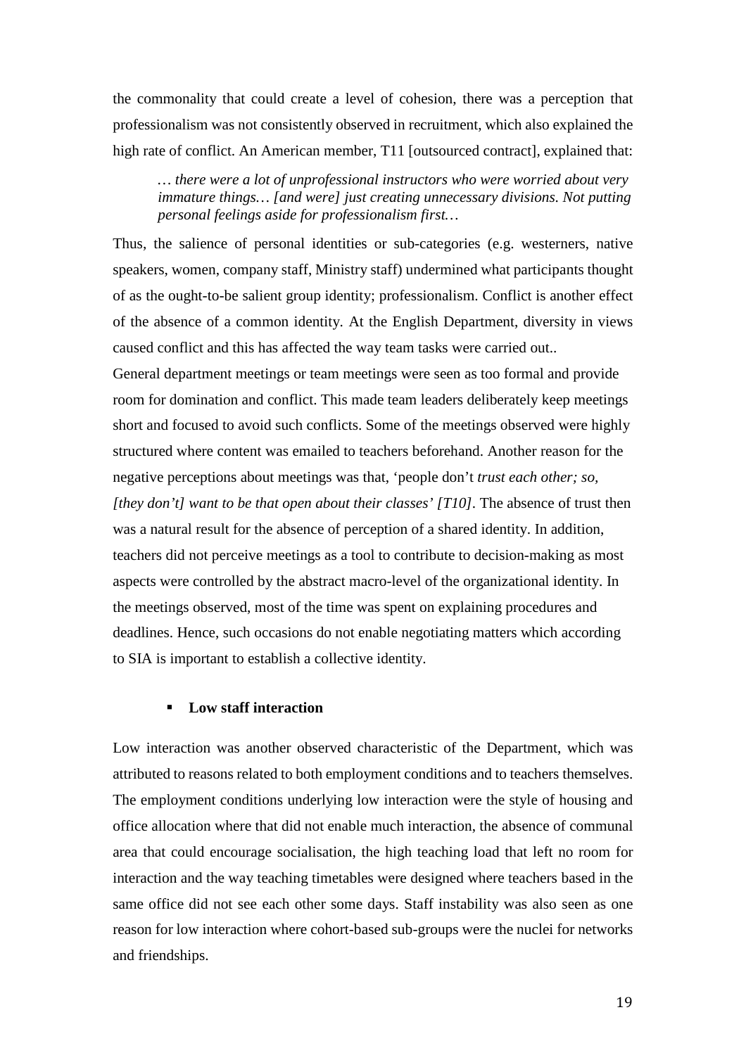the commonality that could create a level of cohesion, there was a perception that professionalism was not consistently observed in recruitment, which also explained the high rate of conflict. An American member, T11 [outsourced contract], explained that:

> *… there were a lot of unprofessional instructors who were worried about very immature things… [and were] just creating unnecessary divisions. Not putting personal feelings aside for professionalism first…*

Thus, the salience of personal identities or sub-categories (e.g. westerners, native speakers, women, company staff, Ministry staff) undermined what participants thought of as the ought-to-be salient group identity; professionalism. Conflict is another effect of the absence of a common identity. At the English Department, diversity in views caused conflict and this has affected the way team tasks were carried out..

General department meetings or team meetings were seen as too formal and provide room for domination and conflict. This made team leaders deliberately keep meetings short and focused to avoid such conflicts. Some of the meetings observed were highly structured where content was emailed to teachers beforehand. Another reason for the negative perceptions about meetings was that, 'people don't *trust each other; so, [they don't] want to be that open about their classes' [T10]*. The absence of trust then was a natural result for the absence of perception of a shared identity. In addition, teachers did not perceive meetings as a tool to contribute to decision-making as most aspects were controlled by the abstract macro-level of the organizational identity. In the meetings observed, most of the time was spent on explaining procedures and deadlines. Hence, such occasions do not enable negotiating matters which according to SIA is important to establish a collective identity.

- **Low staff interaction**

Low interaction was another observed characteristic of the Department, which was attributed to reasons related to both employment conditions and to teachers themselves. The employment conditions underlying low interaction were the style of housing and office allocation where that did not enable much interaction, the absence of communal area that could encourage socialisation, the high teaching load that left no room for interaction and the way teaching timetables were designed where teachers based in the same office did not see each other some days. Staff instability was also seen as one reason for low interaction where cohort-based sub-groups were the nuclei for networks and friendships.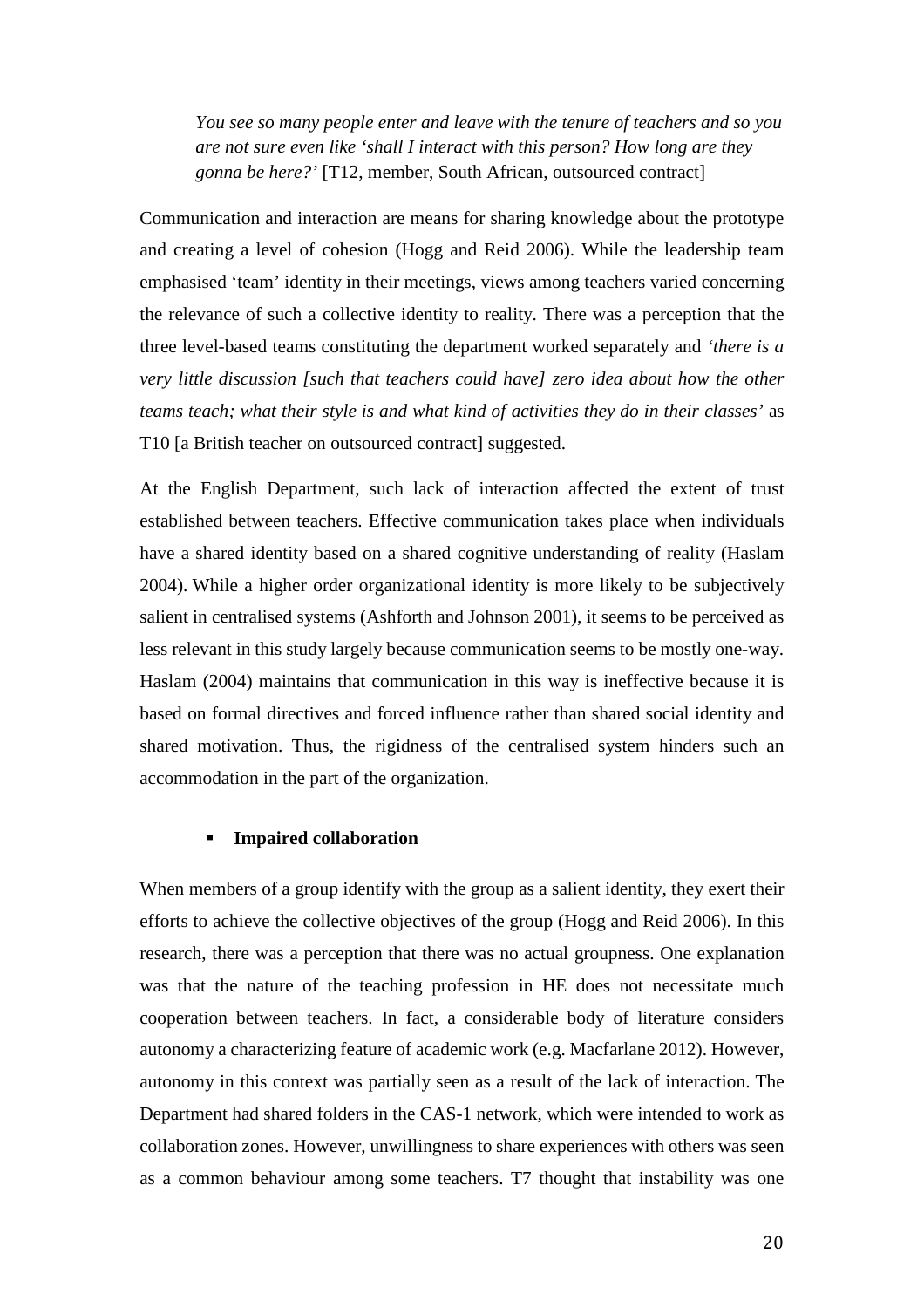> *You see so many people enter and leave with the tenure of teachers and so you are not sure even like 'shall I interact with this person? How long are they gonna be here?'* [T12, member, South African, outsourced contract]

Communication and interaction are means for sharing knowledge about the prototype and creating a level of cohesion (Hogg and Reid 2006). While the leadership team emphasised 'team' identity in their meetings, views among teachers varied concerning the relevance of such a collective identity to reality. There was a perception that the three level-based teams constituting the department worked separately and *'there is a very little discussion [such that teachers could have] zero idea about how the other teams teach; what their style is and what kind of activities they do in their classes'* as T10 [a British teacher on outsourced contract] suggested.

At the English Department, such lack of interaction affected the extent of trust established between teachers. Effective communication takes place when individuals have a shared identity based on a shared cognitive understanding of reality (Haslam 2004). While a higher order organizational identity is more likely to be subjectively salient in centralised systems (Ashforth and Johnson 2001), it seems to be perceived as less relevant in this study largely because communication seems to be mostly one-way. Haslam (2004) maintains that communication in this way is ineffective because it is based on formal directives and forced influence rather than shared social identity and shared motivation. Thus, the rigidness of the centralised system hinders such an accommodation in the part of the organization.

- **Impaired collaboration**

When members of a group identify with the group as a salient identity, they exert their efforts to achieve the collective objectives of the group (Hogg and Reid 2006). In this research, there was a perception that there was no actual groupness. One explanation was that the nature of the teaching profession in HE does not necessitate much cooperation between teachers. In fact, a considerable body of literature considers autonomy a characterizing feature of academic work (e.g. Macfarlane 2012). However, autonomy in this context was partially seen as a result of the lack of interaction. The Department had shared folders in the CAS-1 network, which were intended to work as collaboration zones. However, unwillingness to share experiences with others was seen as a common behaviour among some teachers. T7 thought that instability was one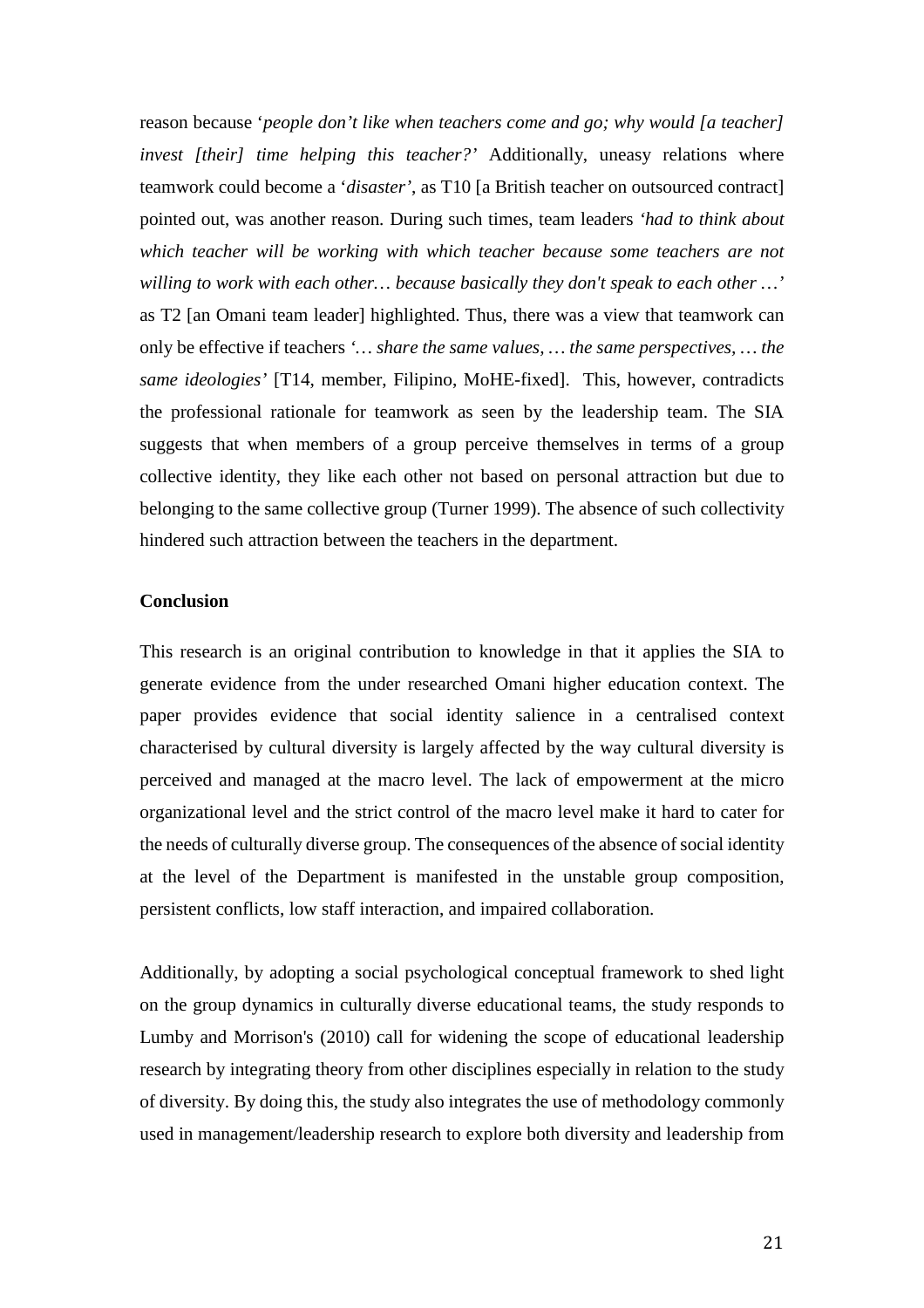reason because '*people don't like when teachers come and go; why would [a teacher] invest [their] time helping this teacher?*' Additionally, uneasy relations where teamwork could become a '*disaster'*, as T10 [a British teacher on outsourced contract] pointed out, was another reason. During such times, team leaders *'had to think about which teacher will be working with which teacher because some teachers are not willing to work with each other… because basically they don't speak to each other …'* as T2 [an Omani team leader] highlighted. Thus, there was a view that teamwork can only be effective if teachers *'… share the same values, … the same perspectives, … the same ideologies'* [T14, member, Filipino, MoHE-fixed]. This, however, contradicts the professional rationale for teamwork as seen by the leadership team. The SIA suggests that when members of a group perceive themselves in terms of a group collective identity, they like each other not based on personal attraction but due to belonging to the same collective group (Turner 1999). The absence of such collectivity hindered such attraction between the teachers in the department.

**Conclusion**

This research is an original contribution to knowledge in that it applies the SIA to generate evidence from the under researched Omani higher education context. The paper provides evidence that social identity salience in a centralised context characterised by cultural diversity is largely affected by the way cultural diversity is perceived and managed at the macro level. The lack of empowerment at the micro organizational level and the strict control of the macro level make it hard to cater for the needs of culturally diverse group. The consequences of the absence of social identity at the level of the Department is manifested in the unstable group composition, persistent conflicts, low staff interaction, and impaired collaboration.

Additionally, by adopting a social psychological conceptual framework to shed light on the group dynamics in culturally diverse educational teams, the study responds to Lumby and Morrison's (2010) call for widening the scope of educational leadership research by integrating theory from other disciplines especially in relation to the study of diversity. By doing this, the study also integrates the use of methodology commonly used in management/leadership research to explore both diversity and leadership from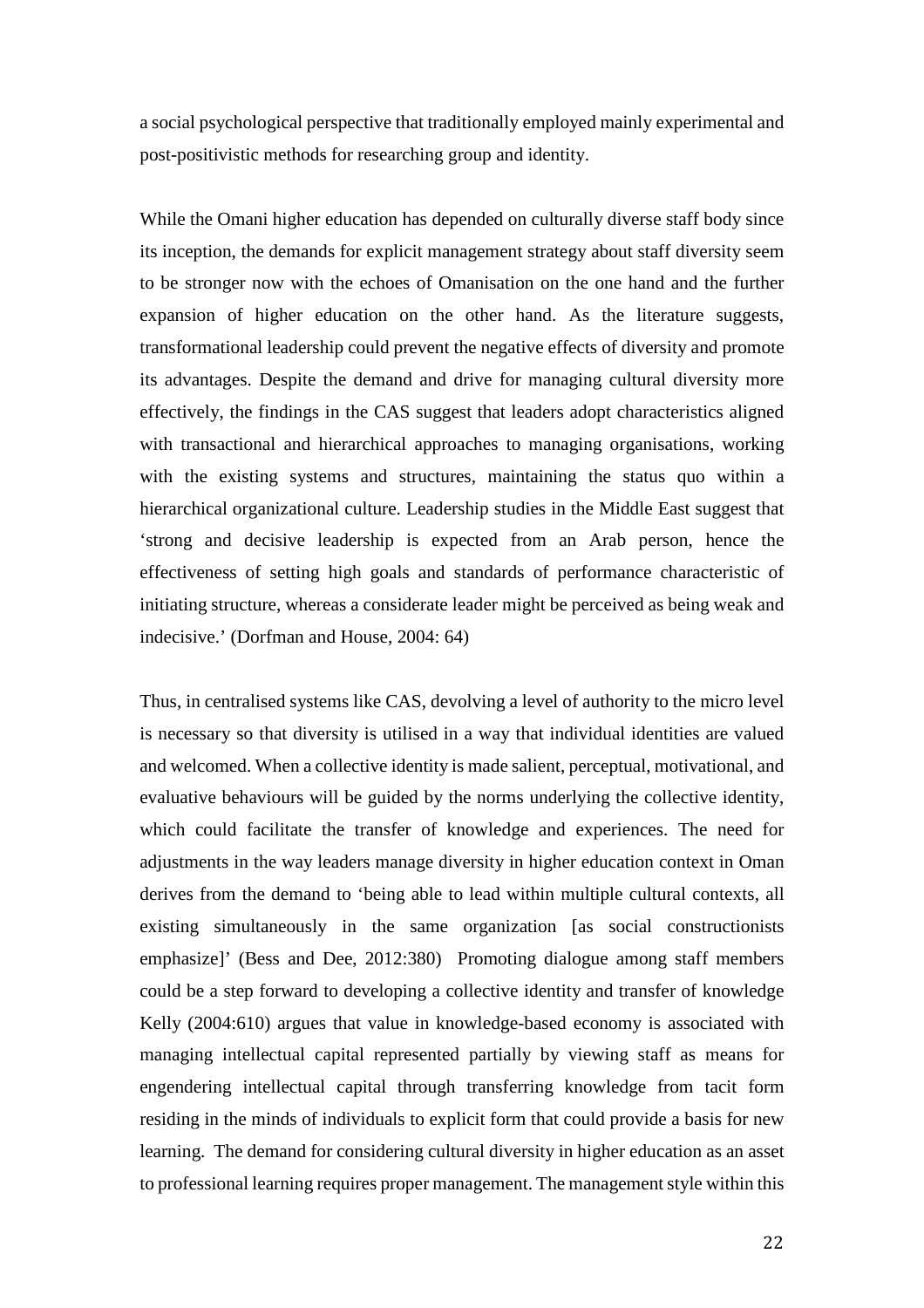a social psychological perspective that traditionally employed mainly experimental and post-positivistic methods for researching group and identity.

While the Omani higher education has depended on culturally diverse staff body since its inception, the demands for explicit management strategy about staff diversity seem to be stronger now with the echoes of Omanisation on the one hand and the further expansion of higher education on the other hand. As the literature suggests, transformational leadership could prevent the negative effects of diversity and promote its advantages. Despite the demand and drive for managing cultural diversity more effectively, the findings in the CAS suggest that leaders adopt characteristics aligned with transactional and hierarchical approaches to managing organisations, working with the existing systems and structures, maintaining the status quo within a hierarchical organizational culture. Leadership studies in the Middle East suggest that 'strong and decisive leadership is expected from an Arab person, hence the effectiveness of setting high goals and standards of performance characteristic of initiating structure, whereas a considerate leader might be perceived as being weak and indecisive.' (Dorfman and House, 2004: 64)

Thus, in centralised systems like CAS, devolving a level of authority to the micro level is necessary so that diversity is utilised in a way that individual identities are valued and welcomed. When a collective identity is made salient, perceptual, motivational, and evaluative behaviours will be guided by the norms underlying the collective identity, which could facilitate the transfer of knowledge and experiences. The need for adjustments in the way leaders manage diversity in higher education context in Oman derives from the demand to 'being able to lead within multiple cultural contexts, all existing simultaneously in the same organization [as social constructionists emphasize]' (Bess and Dee, 2012:380) Promoting dialogue among staff members could be a step forward to developing a collective identity and transfer of knowledge Kelly (2004:610) argues that value in knowledge-based economy is associated with managing intellectual capital represented partially by viewing staff as means for engendering intellectual capital through transferring knowledge from tacit form residing in the minds of individuals to explicit form that could provide a basis for new learning. The demand for considering cultural diversity in higher education as an asset to professional learning requires proper management. The management style within this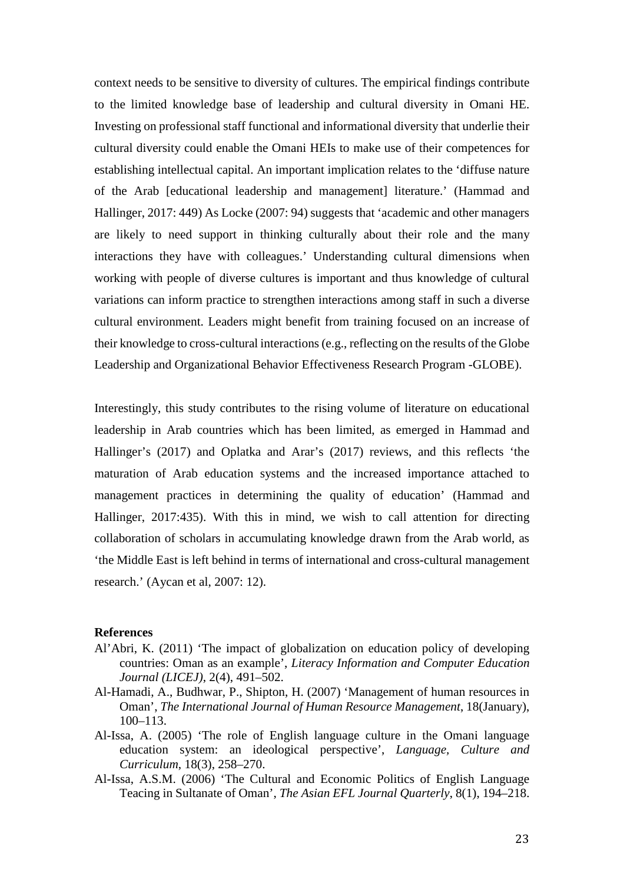context needs to be sensitive to diversity of cultures. The empirical findings contribute to the limited knowledge base of leadership and cultural diversity in Omani HE. Investing on professional staff functional and informational diversity that underlie their cultural diversity could enable the Omani HEIs to make use of their competences for establishing intellectual capital. An important implication relates to the 'diffuse nature of the Arab [educational leadership and management] literature.' (Hammad and Hallinger, 2017: 449) As Locke (2007: 94) suggests that 'academic and other managers are likely to need support in thinking culturally about their role and the many interactions they have with colleagues.' Understanding cultural dimensions when working with people of diverse cultures is important and thus knowledge of cultural variations can inform practice to strengthen interactions among staff in such a diverse cultural environment. Leaders might benefit from training focused on an increase of their knowledge to cross-cultural interactions (e.g., reflecting on the results of the Globe Leadership and Organizational Behavior Effectiveness Research Program -GLOBE).

Interestingly, this study contributes to the rising volume of literature on educational leadership in Arab countries which has been limited, as emerged in Hammad and Hallinger's (2017) and Oplatka and Arar's (2017) reviews, and this reflects 'the maturation of Arab education systems and the increased importance attached to management practices in determining the quality of education' (Hammad and Hallinger, 2017:435). With this in mind, we wish to call attention for directing collaboration of scholars in accumulating knowledge drawn from the Arab world, as 'the Middle East is left behind in terms of international and cross-cultural management research.' (Aycan et al, 2007: 12).

**References**

Al'Abri, K. (2011) 'The impact of globalization on education policy of developing countries: Oman as an example', *Literacy Information and Computer Education Journal (LICEJ)*, 2(4), 491–502.

Al-Hamadi, A., Budhwar, P., Shipton, H. (2007) 'Management of human resources in Oman', *The International Journal of Human Resource Management*, 18(January), 100–113.

Al-Issa, A. (2005) 'The role of English language culture in the Omani language education system: an ideological perspective', *Language, Culture and Curriculum*, 18(3), 258–270.

Al-Issa, A.S.M. (2006) 'The Cultural and Economic Politics of English Language Teacing in Sultanate of Oman', *The Asian EFL Journal Quarterly*, 8(1), 194–218.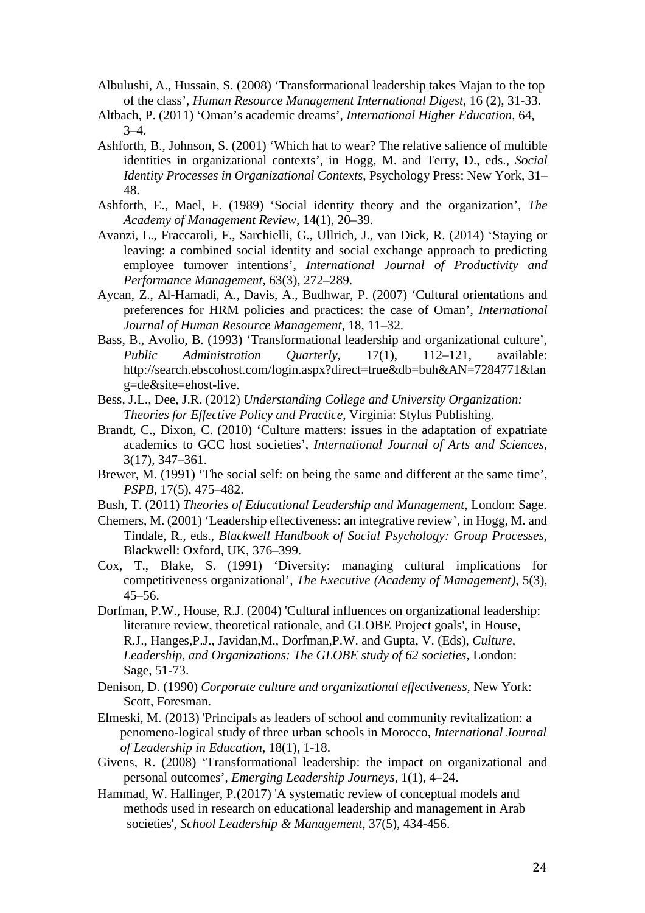Albulushi, A., Hussain, S. (2008) 'Transformational leadership takes Majan to the top of the class', *Human Resource Management International Digest*, 16 (2), 31-33.

Altbach, P. (2011) 'Oman's academic dreams', *International Higher Education*, 64, 3–4.

Ashforth, B., Johnson, S. (2001) 'Which hat to wear? The relative salience of multible identities in organizational contexts', in Hogg, M. and Terry, D., eds., *Social Identity Processes in Organizational Contexts*, Psychology Press: New York, 31–48.

Ashforth, E., Mael, F. (1989) 'Social identity theory and the organization', *The Academy of Management Review*, 14(1), 20–39.

Avanzi, L., Fraccaroli, F., Sarchielli, G., Ullrich, J., van Dick, R. (2014) 'Staying or leaving: a combined social identity and social exchange approach to predicting employee turnover intentions', *International Journal of Productivity and Performance Management*, 63(3), 272–289.

Aycan, Z., Al-Hamadi, A., Davis, A., Budhwar, P. (2007) 'Cultural orientations and preferences for HRM policies and practices: the case of Oman', *International Journal of Human Resource Management*, 18, 11–32.

Bass, B., Avolio, B. (1993) 'Transformational leadership and organizational culture', *Public Administration Quarterly*, 17(1), 112–121, available: http://search.ebscohost.com/login.aspx?direct=true&db=buh&AN=7284771&lang=de&site=ehost-live.

Bess, J.L., Dee, J.R. (2012) *Understanding College and University Organization: Theories for Effective Policy and Practice*, Virginia: Stylus Publishing.

Brandt, C., Dixon, C. (2010) 'Culture matters: issues in the adaptation of expatriate academics to GCC host societies', *International Journal of Arts and Sciences*, 3(17), 347–361.

Brewer, M. (1991) 'The social self: on being the same and different at the same time', *PSPB*, 17(5), 475–482.

Bush, T. (2011) *Theories of Educational Leadership and Management*, London: Sage.

Chemers, M. (2001) 'Leadership effectiveness: an integrative review', in Hogg, M. and Tindale, R., eds., *Blackwell Handbook of Social Psychology: Group Processes*, Blackwell: Oxford, UK, 376–399.

Cox, T., Blake, S. (1991) 'Diversity: managing cultural implications for competitiveness organizational', *The Executive (Academy of Management)*, 5(3), 45–56.

Dorfman, P.W., House, R.J. (2004) 'Cultural influences on organizational leadership: literature review, theoretical rationale, and GLOBE Project goals', in House, R.J., Hanges,P.J., Javidan,M., Dorfman,P.W. and Gupta, V. (Eds), *Culture, Leadership, and Organizations: The GLOBE study of 62 societies*, London: Sage, 51-73.

Denison, D. (1990) *Corporate culture and organizational effectiveness*, New York: Scott, Foresman.

Elmeski, M. (2013) 'Principals as leaders of school and community revitalization: a penomeno-logical study of three urban schools in Morocco, *International Journal of Leadership in Education*, 18(1), 1-18.

Givens, R. (2008) 'Transformational leadership: the impact on organizational and personal outcomes', *Emerging Leadership Journeys*, 1(1), 4–24.

Hammad, W. Hallinger, P.(2017) 'A systematic review of conceptual models and methods used in research on educational leadership and management in Arab societies', *School Leadership & Management*, 37(5), 434-456.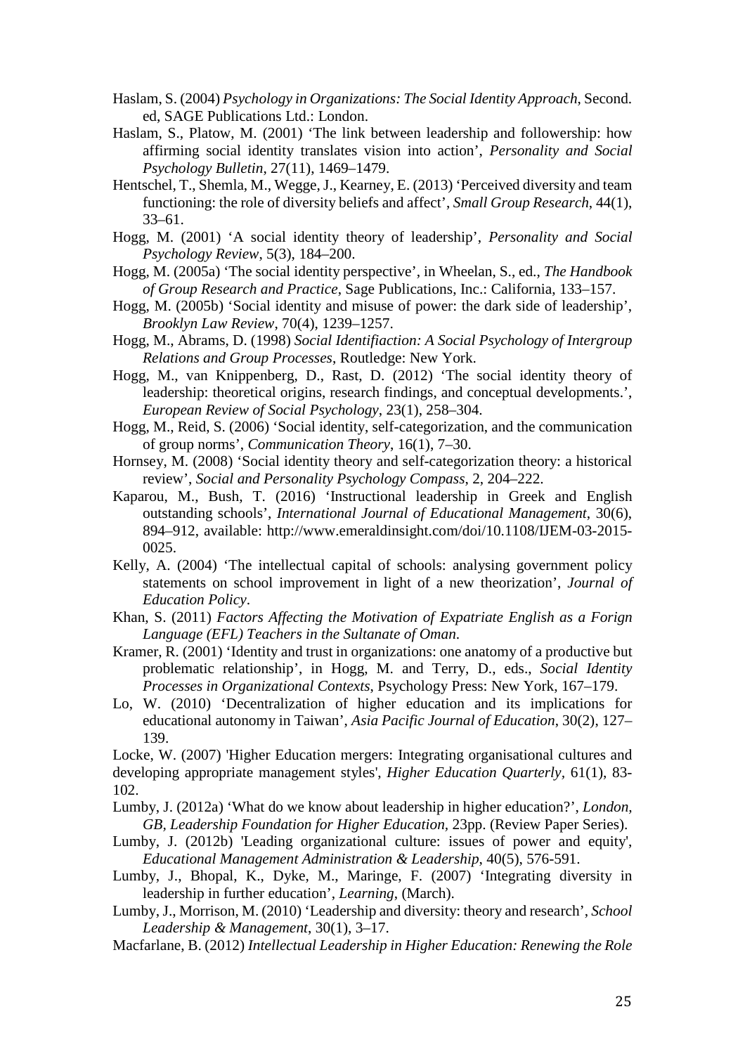Haslam, S. (2004) *Psychology in Organizations: The Social Identity Approach*, Second. ed, SAGE Publications Ltd.: London.

Haslam, S., Platow, M. (2001) 'The link between leadership and followership: how affirming social identity translates vision into action', *Personality and Social Psychology Bulletin*, 27(11), 1469–1479.

Hentschel, T., Shemla, M., Wegge, J., Kearney, E. (2013) 'Perceived diversity and team functioning: the role of diversity beliefs and affect', *Small Group Research*, 44(1), 33–61.

Hogg, M. (2001) 'A social identity theory of leadership', *Personality and Social Psychology Review*, 5(3), 184–200.

Hogg, M. (2005a) 'The social identity perspective', in Wheelan, S., ed., *The Handbook of Group Research and Practice*, Sage Publications, Inc.: California, 133–157.

Hogg, M. (2005b) 'Social identity and misuse of power: the dark side of leadership', *Brooklyn Law Review*, 70(4), 1239–1257.

Hogg, M., Abrams, D. (1998) *Social Identifiaction: A Social Psychology of Intergroup Relations and Group Processes*, Routledge: New York.

Hogg, M., van Knippenberg, D., Rast, D. (2012) 'The social identity theory of leadership: theoretical origins, research findings, and conceptual developments.', *European Review of Social Psychology*, 23(1), 258–304.

Hogg, M., Reid, S. (2006) 'Social identity, self-categorization, and the communication of group norms', *Communication Theory*, 16(1), 7–30.

Hornsey, M. (2008) 'Social identity theory and self-categorization theory: a historical review', *Social and Personality Psychology Compass*, 2, 204–222.

Kaparou, M., Bush, T. (2016) 'Instructional leadership in Greek and English outstanding schools', *International Journal of Educational Management*, 30(6), 894–912, available: http://www.emeraldinsight.com/doi/10.1108/IJEM-03-2015-0025.

Kelly, A. (2004) 'The intellectual capital of schools: analysing government policy statements on school improvement in light of a new theorization', *Journal of Education Policy*.

Khan, S. (2011) *Factors Affecting the Motivation of Expatriate English as a Forign Language (EFL) Teachers in the Sultanate of Oman*.

Kramer, R. (2001) 'Identity and trust in organizations: one anatomy of a productive but problematic relationship', in Hogg, M. and Terry, D., eds., *Social Identity Processes in Organizational Contexts*, Psychology Press: New York, 167–179.

Lo, W. (2010) 'Decentralization of higher education and its implications for educational autonomy in Taiwan', *Asia Pacific Journal of Education*, 30(2), 127–139.

Locke, W. (2007) 'Higher Education mergers: Integrating organisational cultures and developing appropriate management styles', *Higher Education Quarterly*, 61(1), 83-102.

Lumby, J. (2012a) 'What do we know about leadership in higher education?', *London, GB, Leadership Foundation for Higher Education*, 23pp. (Review Paper Series).

Lumby, J. (2012b) 'Leading organizational culture: issues of power and equity', *Educational Management Administration & Leadership*, 40(5), 576-591.

Lumby, J., Bhopal, K., Dyke, M., Maringe, F. (2007) 'Integrating diversity in leadership in further education', *Learning*, (March).

Lumby, J., Morrison, M. (2010) 'Leadership and diversity: theory and research', *School Leadership & Management*, 30(1), 3–17.

Macfarlane, B. (2012) *Intellectual Leadership in Higher Education: Renewing the Role*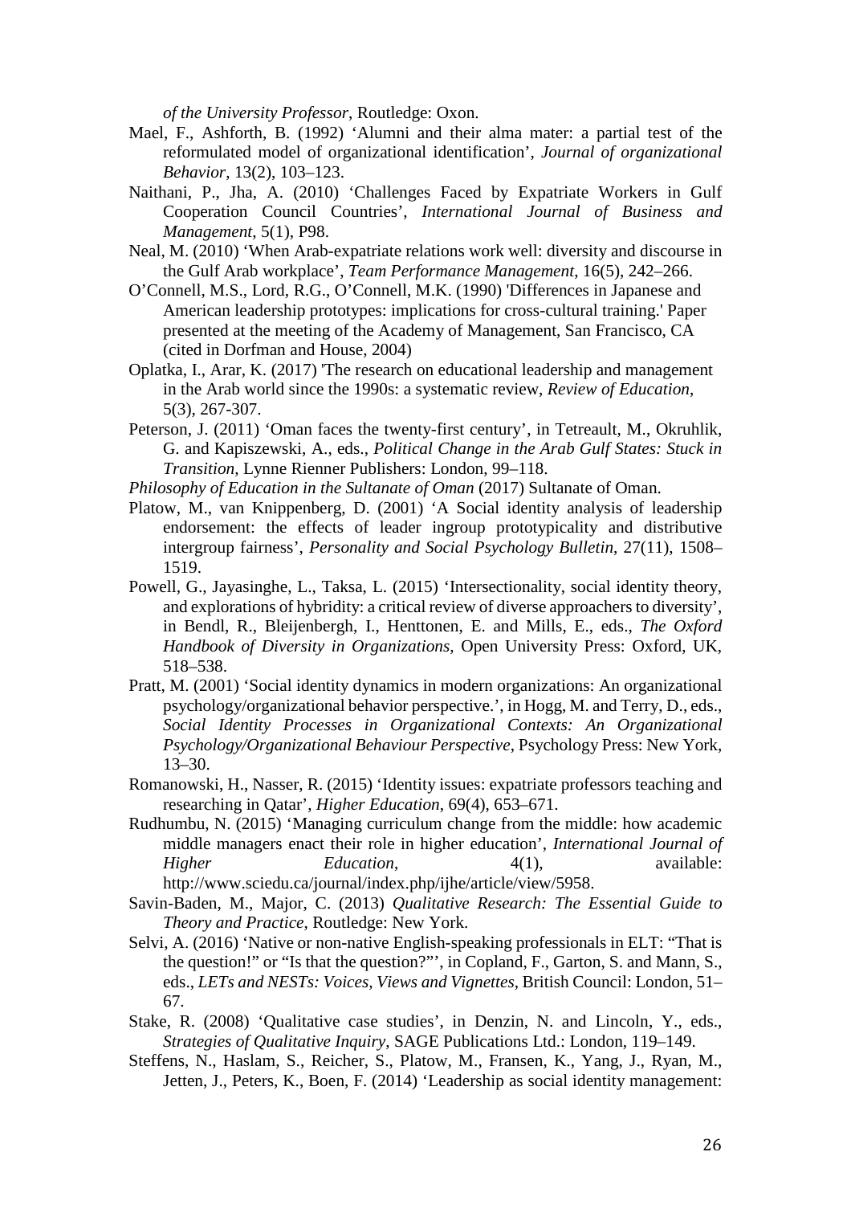*of the University Professor*, Routledge: Oxon.

Mael, F., Ashforth, B. (1992) 'Alumni and their alma mater: a partial test of the reformulated model of organizational identification', *Journal of organizational Behavior*, 13(2), 103–123.

Naithani, P., Jha, A. (2010) 'Challenges Faced by Expatriate Workers in Gulf Cooperation Council Countries', *International Journal of Business and Management*, 5(1), P98.

Neal, M. (2010) 'When Arab-expatriate relations work well: diversity and discourse in the Gulf Arab workplace', *Team Performance Management*, 16(5), 242–266.

O'Connell, M.S., Lord, R.G., O'Connell, M.K. (1990) 'Differences in Japanese and American leadership prototypes: implications for cross-cultural training.' Paper presented at the meeting of the Academy of Management, San Francisco, CA (cited in Dorfman and House, 2004)

Oplatka, I., Arar, K. (2017) 'The research on educational leadership and management in the Arab world since the 1990s: a systematic review, *Review of Education*, 5(3), 267-307.

Peterson, J. (2011) 'Oman faces the twenty-first century', in Tetreault, M., Okruhlik, G. and Kapiszewski, A., eds., *Political Change in the Arab Gulf States: Stuck in Transition*, Lynne Rienner Publishers: London, 99–118.

*Philosophy of Education in the Sultanate of Oman* (2017) Sultanate of Oman.

Platow, M., van Knippenberg, D. (2001) 'A Social identity analysis of leadership endorsement: the effects of leader ingroup prototypicality and distributive intergroup fairness', *Personality and Social Psychology Bulletin*, 27(11), 1508–1519.

Powell, G., Jayasinghe, L., Taksa, L. (2015) 'Intersectionality, social identity theory, and explorations of hybridity: a critical review of diverse approachers to diversity', in Bendl, R., Bleijenbergh, I., Henttonen, E. and Mills, E., eds., *The Oxford Handbook of Diversity in Organizations*, Open University Press: Oxford, UK, 518–538.

Pratt, M. (2001) 'Social identity dynamics in modern organizations: An organizational psychology/organizational behavior perspective.', in Hogg, M. and Terry, D., eds., *Social Identity Processes in Organizational Contexts: An Organizational Psychology/Organizational Behaviour Perspective*, Psychology Press: New York, 13–30.

Romanowski, H., Nasser, R. (2015) 'Identity issues: expatriate professors teaching and researching in Qatar', *Higher Education*, 69(4), 653–671.

Rudhumbu, N. (2015) 'Managing curriculum change from the middle: how academic middle managers enact their role in higher education', *International Journal of Higher Education*, 4(1), available: http://www.sciedu.ca/journal/index.php/ijhe/article/view/5958.

Savin-Baden, M., Major, C. (2013) *Qualitative Research: The Essential Guide to Theory and Practice*, Routledge: New York.

Selvi, A. (2016) 'Native or non-native English-speaking professionals in ELT: "That is the question!" or "Is that the question?"', in Copland, F., Garton, S. and Mann, S., eds., *LETs and NESTs: Voices, Views and Vignettes*, British Council: London, 51–67.

Stake, R. (2008) 'Qualitative case studies', in Denzin, N. and Lincoln, Y., eds., *Strategies of Qualitative Inquiry*, SAGE Publications Ltd.: London, 119–149.

Steffens, N., Haslam, S., Reicher, S., Platow, M., Fransen, K., Yang, J., Ryan, M., Jetten, J., Peters, K., Boen, F. (2014) 'Leadership as social identity management: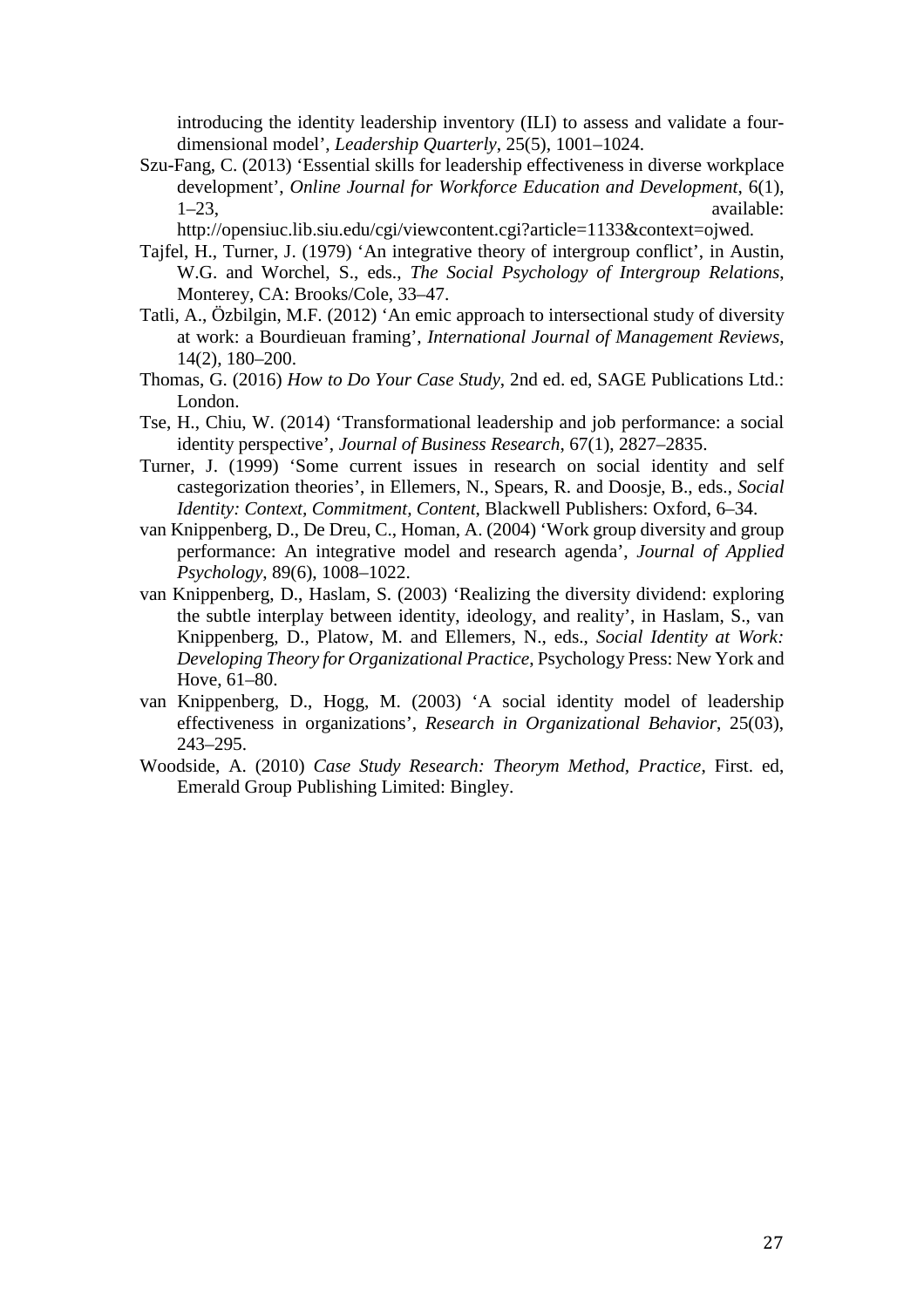introducing the identity leadership inventory (ILI) to assess and validate a four-dimensional model', *Leadership Quarterly*, 25(5), 1001–1024.

Szu-Fang, C. (2013) 'Essential skills for leadership effectiveness in diverse workplace development', *Online Journal for Workforce Education and Development*, 6(1), 1–23, available: http://opensiuc.lib.siu.edu/cgi/viewcontent.cgi?article=1133&context=ojwed.

Tajfel, H., Turner, J. (1979) 'An integrative theory of intergroup conflict', in Austin, W.G. and Worchel, S., eds., *The Social Psychology of Intergroup Relations*, Monterey, CA: Brooks/Cole, 33–47.

Tatli, A., Özbilgin, M.F. (2012) 'An emic approach to intersectional study of diversity at work: a Bourdieuan framing', *International Journal of Management Reviews*, 14(2), 180–200.

Thomas, G. (2016) *How to Do Your Case Study*, 2nd ed. ed, SAGE Publications Ltd.: London.

Tse, H., Chiu, W. (2014) 'Transformational leadership and job performance: a social identity perspective', *Journal of Business Research*, 67(1), 2827–2835.

Turner, J. (1999) 'Some current issues in research on social identity and self castegorization theories', in Ellemers, N., Spears, R. and Doosje, B., eds., *Social Identity: Context, Commitment, Content*, Blackwell Publishers: Oxford, 6–34.

van Knippenberg, D., De Dreu, C., Homan, A. (2004) 'Work group diversity and group performance: An integrative model and research agenda', *Journal of Applied Psychology*, 89(6), 1008–1022.

van Knippenberg, D., Haslam, S. (2003) 'Realizing the diversity dividend: exploring the subtle interplay between identity, ideology, and reality', in Haslam, S., van Knippenberg, D., Platow, M. and Ellemers, N., eds., *Social Identity at Work: Developing Theory for Organizational Practice*, Psychology Press: New York and Hove, 61–80.

van Knippenberg, D., Hogg, M. (2003) 'A social identity model of leadership effectiveness in organizations', *Research in Organizational Behavior*, 25(03), 243–295.

Woodside, A. (2010) *Case Study Research: Theorym Method, Practice*, First. ed, Emerald Group Publishing Limited: Bingley.